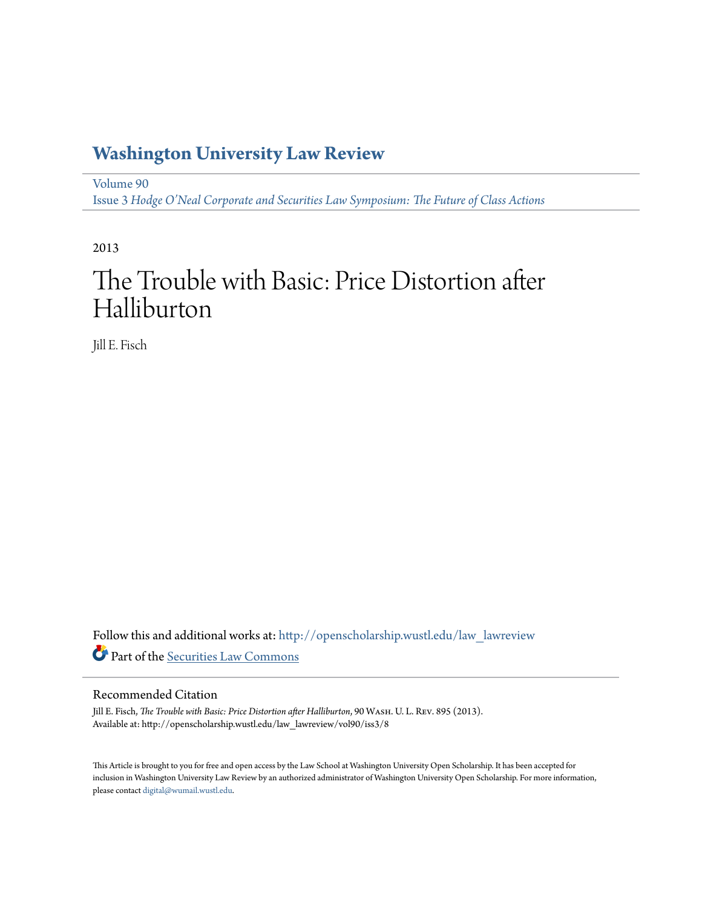# Washington University Law Review

Volume 90
Issue 3 *Hodge O'Neal Corporate and Securities Law Symposium: The Future of Class Actions*

2013

# The Trouble with Basic: Price Distortion after Halliburton

Jill E. Fisch

Follow this and additional works at: http://openscholarship.wustl.edu/law_lawreview

Part of the Securities Law Commons

## Recommended Citation

Jill E. Fisch, *The Trouble with Basic: Price Distortion after Halliburton*, 90 Wash. U. L. Rev. 895 (2013).
Available at: http://openscholarship.wustl.edu/law_lawreview/vol90/iss3/8

This Article is brought to you for free and open access by the Law School at Washington University Open Scholarship. It has been accepted for inclusion in Washington University Law Review by an authorized administrator of Washington University Open Scholarship. For more information, please contact digital@wumail.wustl.edu.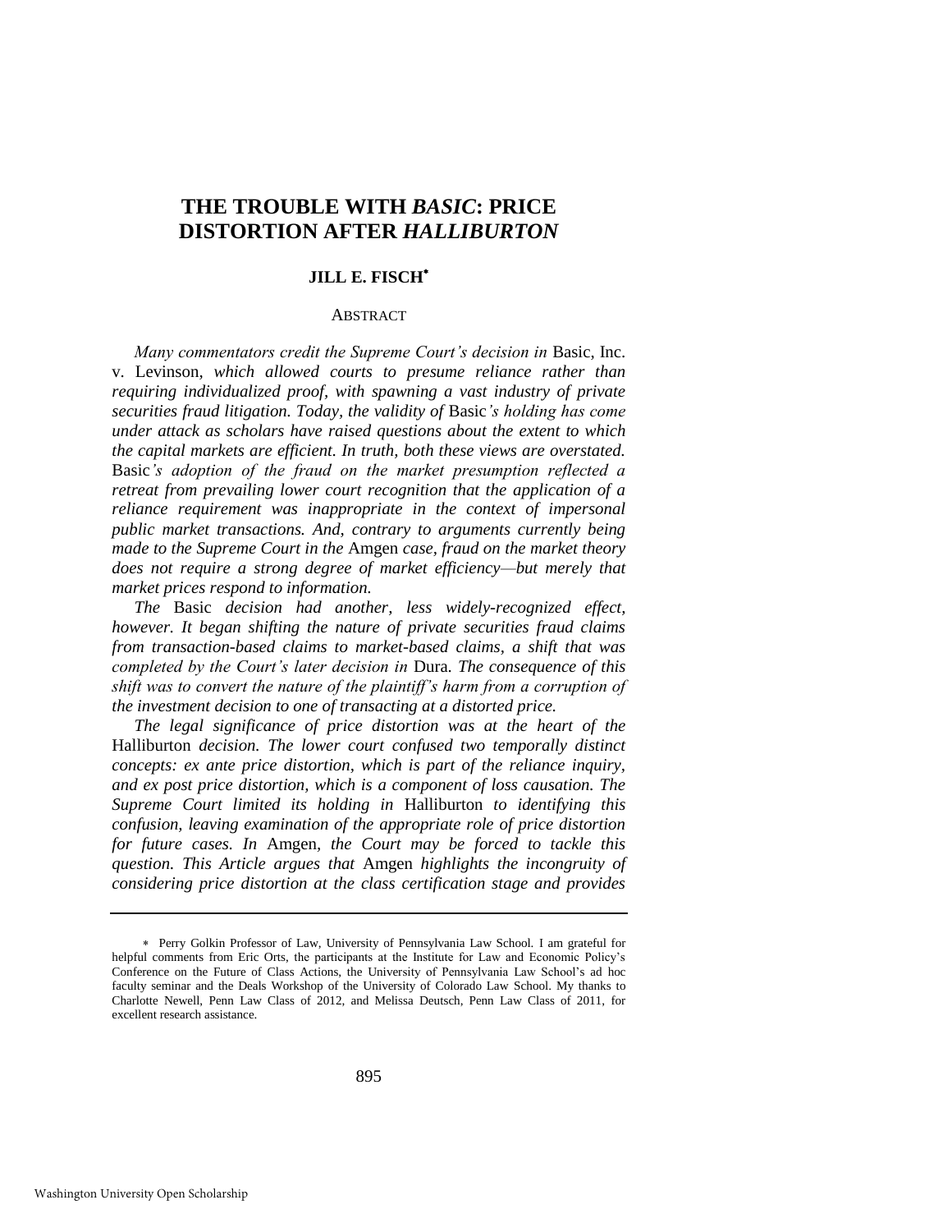# THE TROUBLE WITH *BASIC*: PRICE DISTORTION AFTER *HALLIBURTON*

**JILL E. FISCH**[*]

ABSTRACT

*Many commentators credit the Supreme Court's decision in* Basic, Inc. v. Levinson, *which allowed courts to presume reliance rather than requiring individualized proof, with spawning a vast industry of private securities fraud litigation. Today, the validity of* Basic*'s holding has come under attack as scholars have raised questions about the extent to which the capital markets are efficient. In truth, both these views are overstated.* Basic*'s adoption of the fraud on the market presumption reflected a retreat from prevailing lower court recognition that the application of a reliance requirement was inappropriate in the context of impersonal public market transactions. And, contrary to arguments currently being made to the Supreme Court in the* Amgen *case, fraud on the market theory does not require a strong degree of market efficiency—but merely that market prices respond to information.*

*The* Basic *decision had another, less widely-recognized effect, however. It began shifting the nature of private securities fraud claims from transaction-based claims to market-based claims, a shift that was completed by the Court's later decision in* Dura. *The consequence of this shift was to convert the nature of the plaintiff's harm from a corruption of the investment decision to one of transacting at a distorted price.*

*The legal significance of price distortion was at the heart of the* Halliburton *decision. The lower court confused two temporally distinct concepts: ex ante price distortion, which is part of the reliance inquiry, and ex post price distortion, which is a component of loss causation. The Supreme Court limited its holding in* Halliburton *to identifying this confusion, leaving examination of the appropriate role of price distortion for future cases. In* Amgen, *the Court may be forced to tackle this question. This Article argues that* Amgen *highlights the incongruity of considering price distortion at the class certification stage and provides*

---

[*] Perry Golkin Professor of Law, University of Pennsylvania Law School. I am grateful for helpful comments from Eric Orts, the participants at the Institute for Law and Economic Policy's Conference on the Future of Class Actions, the University of Pennsylvania Law School's ad hoc faculty seminar and the Deals Workshop of the University of Colorado Law School. My thanks to Charlotte Newell, Penn Law Class of 2012, and Melissa Deutsch, Penn Law Class of 2011, for excellent research assistance.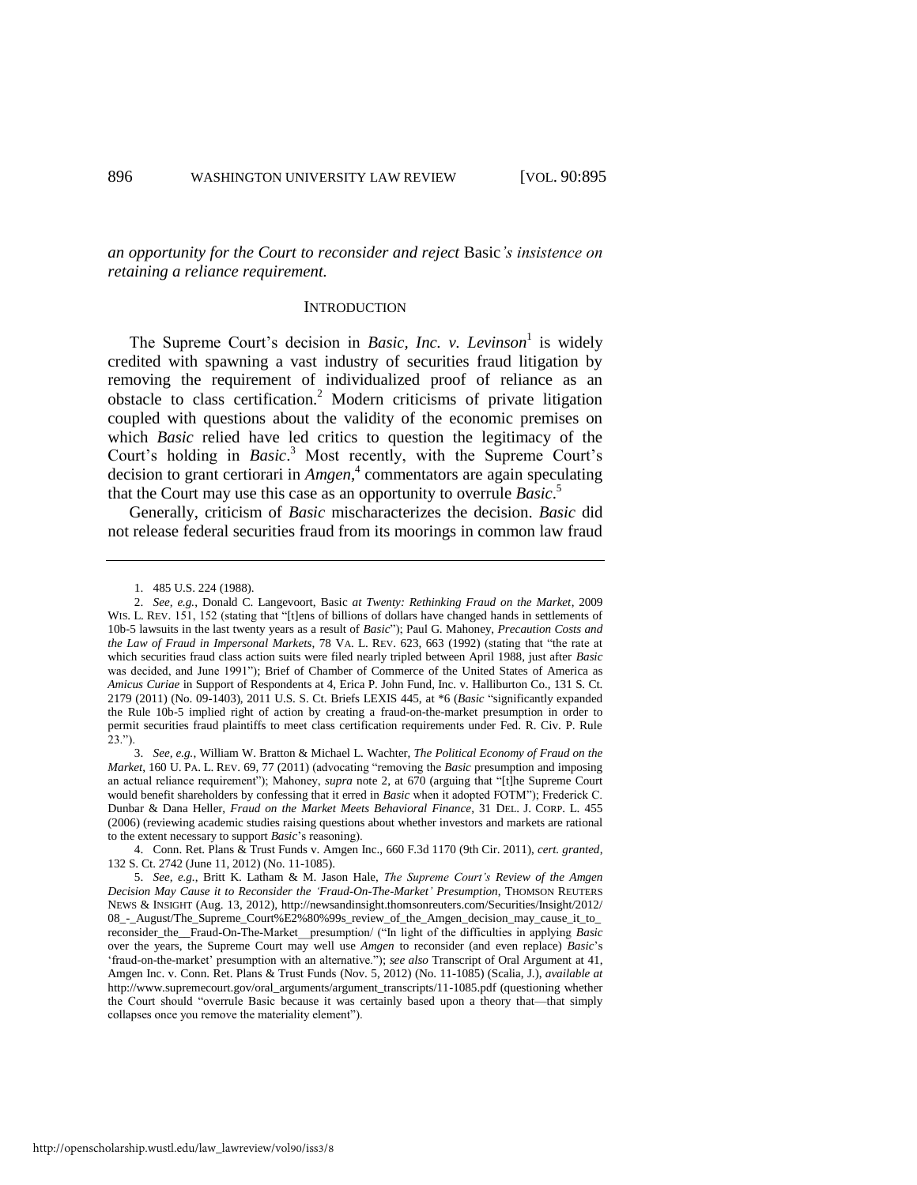*an opportunity for the Court to reconsider and reject* Basic*'s insistence on retaining a reliance requirement.*

## INTRODUCTION

The Supreme Court's decision in *Basic, Inc. v. Levinson*[1] is widely credited with spawning a vast industry of securities fraud litigation by removing the requirement of individualized proof of reliance as an obstacle to class certification.[2] Modern criticisms of private litigation coupled with questions about the validity of the economic premises on which *Basic* relied have led critics to question the legitimacy of the Court's holding in *Basic*.[3] Most recently, with the Supreme Court's decision to grant certiorari in *Amgen*,[4] commentators are again speculating that the Court may use this case as an opportunity to overrule *Basic*.[5]

Generally, criticism of *Basic* mischaracterizes the decision. *Basic* did not release federal securities fraud from its moorings in common law fraud

---

1. 485 U.S. 224 (1988).

2. *See, e.g.*, Donald C. Langevoort, Basic *at Twenty: Rethinking Fraud on the Market*, 2009 WIS. L. REV. 151, 152 (stating that "[t]ens of billions of dollars have changed hands in settlements of 10b-5 lawsuits in the last twenty years as a result of *Basic*"); Paul G. Mahoney, *Precaution Costs and the Law of Fraud in Impersonal Markets*, 78 VA. L. REV. 623, 663 (1992) (stating that "the rate at which securities fraud class action suits were filed nearly tripled between April 1988, just after *Basic* was decided, and June 1991"); Brief of Chamber of Commerce of the United States of America as *Amicus Curiae* in Support of Respondents at 4, Erica P. John Fund, Inc. v. Halliburton Co., 131 S. Ct. 2179 (2011) (No. 09-1403), 2011 U.S. S. Ct. Briefs LEXIS 445, at *6 (*Basic* "significantly expanded the Rule 10b-5 implied right of action by creating a fraud-on-the-market presumption in order to permit securities fraud plaintiffs to meet class certification requirements under Fed. R. Civ. P. Rule 23.").

3. *See, e.g.*, William W. Bratton & Michael L. Wachter, *The Political Economy of Fraud on the Market*, 160 U. PA. L. REV. 69, 77 (2011) (advocating "removing the *Basic* presumption and imposing an actual reliance requirement"); Mahoney, *supra* note 2, at 670 (arguing that "[t]he Supreme Court would benefit shareholders by confessing that it erred in *Basic* when it adopted FOTM"); Frederick C. Dunbar & Dana Heller, *Fraud on the Market Meets Behavioral Finance*, 31 DEL. J. CORP. L. 455 (2006) (reviewing academic studies raising questions about whether investors and markets are rational to the extent necessary to support *Basic*'s reasoning).

4. Conn. Ret. Plans & Trust Funds v. Amgen Inc., 660 F.3d 1170 (9th Cir. 2011), *cert. granted*, 132 S. Ct. 2742 (June 11, 2012) (No. 11-1085).

5. *See, e.g.*, Britt K. Latham & M. Jason Hale, *The Supreme Court's Review of the Amgen Decision May Cause it to Reconsider the 'Fraud-On-The-Market' Presumption*, THOMSON REUTERS NEWS & INSIGHT (Aug. 13, 2012), http://newsandinsight.thomsonreuters.com/Securities/Insight/2012/08_-_August/The_Supreme_Court%E2%80%99s_review_of_the_Amgen_decision_may_cause_it_to_reconsider_the__Fraud-On-The-Market__presumption/ ("In light of the difficulties in applying *Basic* over the years, the Supreme Court may well use *Amgen* to reconsider (and even replace) *Basic*'s 'fraud-on-the-market' presumption with an alternative."); *see also* Transcript of Oral Argument at 41, Amgen Inc. v. Conn. Ret. Plans & Trust Funds (Nov. 5, 2012) (No. 11-1085) (Scalia, J.), *available at* http://www.supremecourt.gov/oral_arguments/argument_transcripts/11-1085.pdf (questioning whether the Court should "overrule Basic because it was certainly based upon a theory that—that simply collapses once you remove the materiality element").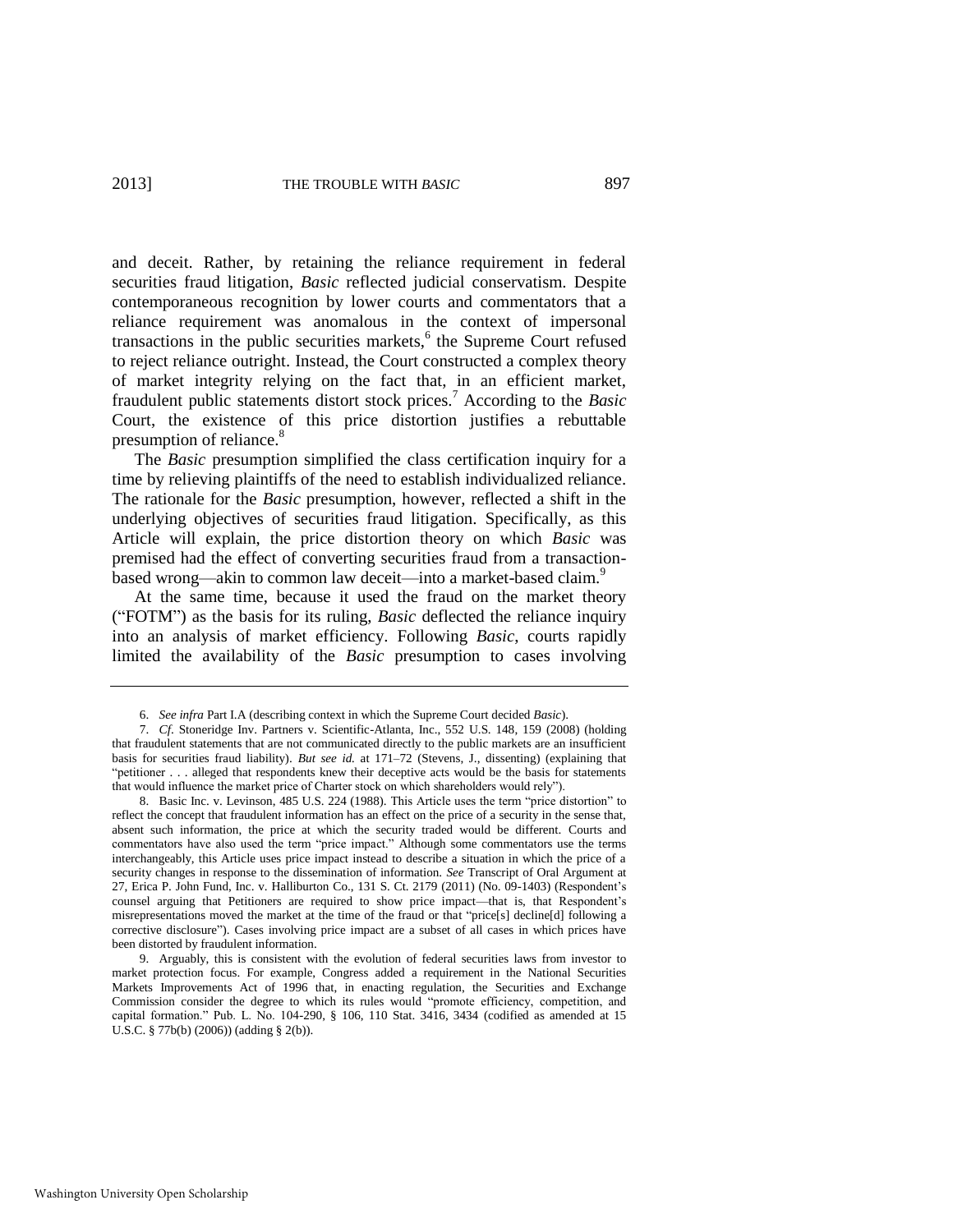and deceit. Rather, by retaining the reliance requirement in federal securities fraud litigation, *Basic* reflected judicial conservatism. Despite contemporaneous recognition by lower courts and commentators that a reliance requirement was anomalous in the context of impersonal transactions in the public securities markets,[6] the Supreme Court refused to reject reliance outright. Instead, the Court constructed a complex theory of market integrity relying on the fact that, in an efficient market, fraudulent public statements distort stock prices.[7] According to the *Basic* Court, the existence of this price distortion justifies a rebuttable presumption of reliance.[8]

The *Basic* presumption simplified the class certification inquiry for a time by relieving plaintiffs of the need to establish individualized reliance. The rationale for the *Basic* presumption, however, reflected a shift in the underlying objectives of securities fraud litigation. Specifically, as this Article will explain, the price distortion theory on which *Basic* was premised had the effect of converting securities fraud from a transaction-based wrong—akin to common law deceit—into a market-based claim.[9]

At the same time, because it used the fraud on the market theory ("FOTM") as the basis for its ruling, *Basic* deflected the reliance inquiry into an analysis of market efficiency. Following *Basic*, courts rapidly limited the availability of the *Basic* presumption to cases involving

---

6. *See infra* Part I.A (describing context in which the Supreme Court decided *Basic*).

7. *Cf.* Stoneridge Inv. Partners v. Scientific-Atlanta, Inc., 552 U.S. 148, 159 (2008) (holding that fraudulent statements that are not communicated directly to the public markets are an insufficient basis for securities fraud liability). *But see id.* at 171–72 (Stevens, J., dissenting) (explaining that "petitioner . . . alleged that respondents knew their deceptive acts would be the basis for statements that would influence the market price of Charter stock on which shareholders would rely").

8. Basic Inc. v. Levinson, 485 U.S. 224 (1988). This Article uses the term "price distortion" to reflect the concept that fraudulent information has an effect on the price of a security in the sense that, absent such information, the price at which the security traded would be different. Courts and commentators have also used the term "price impact." Although some commentators use the terms interchangeably, this Article uses price impact instead to describe a situation in which the price of a security changes in response to the dissemination of information. *See* Transcript of Oral Argument at 27, Erica P. John Fund, Inc. v. Halliburton Co., 131 S. Ct. 2179 (2011) (No. 09-1403) (Respondent's counsel arguing that Petitioners are required to show price impact—that is, that Respondent's misrepresentations moved the market at the time of the fraud or that "price[s] decline[d] following a corrective disclosure"). Cases involving price impact are a subset of all cases in which prices have been distorted by fraudulent information.

9. Arguably, this is consistent with the evolution of federal securities laws from investor to market protection focus. For example, Congress added a requirement in the National Securities Markets Improvements Act of 1996 that, in enacting regulation, the Securities and Exchange Commission consider the degree to which its rules would "promote efficiency, competition, and capital formation." Pub. L. No. 104-290, § 106, 110 Stat. 3416, 3434 (codified as amended at 15 U.S.C. § 77b(b) (2006)) (adding § 2(b)).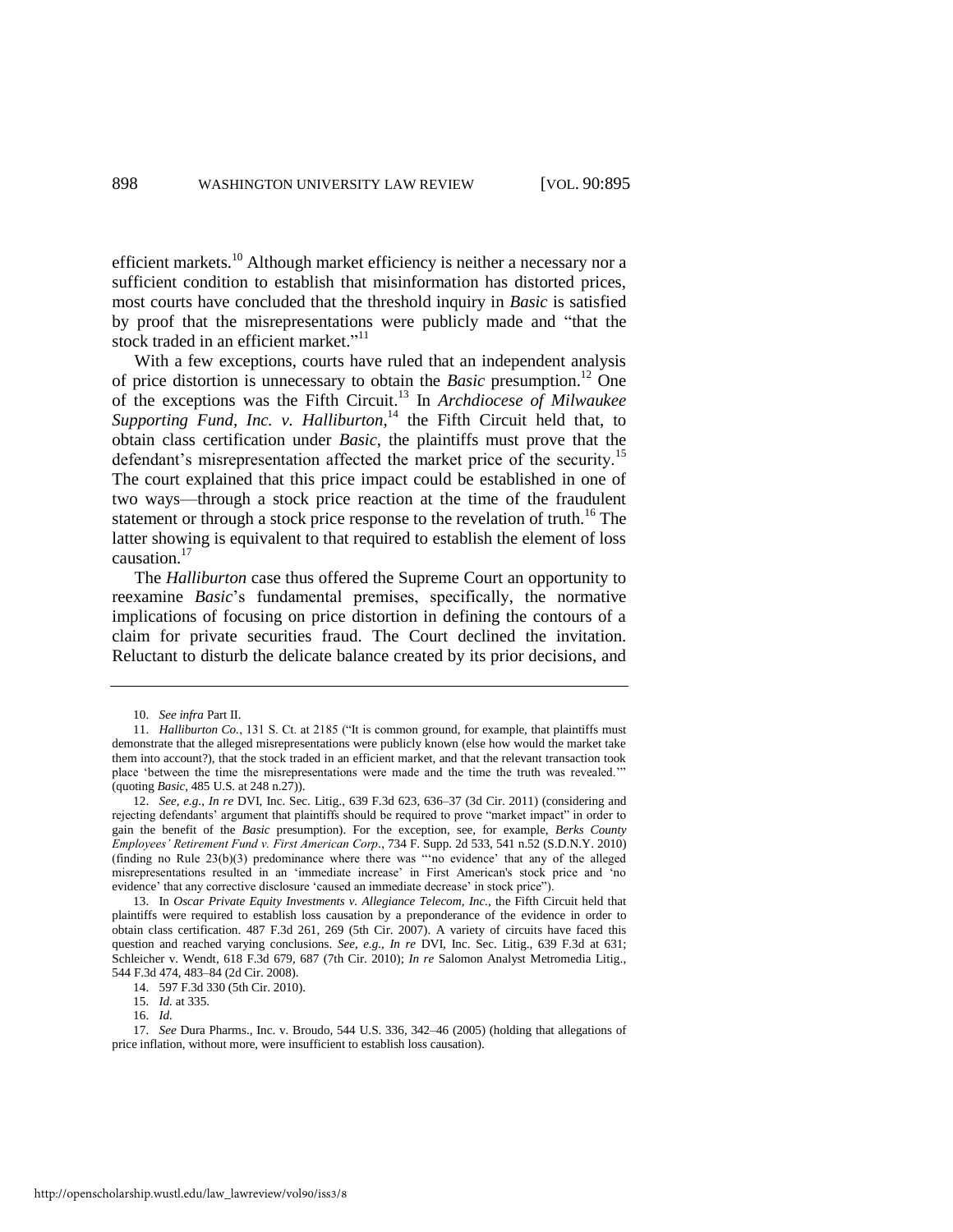efficient markets.[10] Although market efficiency is neither a necessary nor a sufficient condition to establish that misinformation has distorted prices, most courts have concluded that the threshold inquiry in *Basic* is satisfied by proof that the misrepresentations were publicly made and "that the stock traded in an efficient market."[11]

With a few exceptions, courts have ruled that an independent analysis of price distortion is unnecessary to obtain the *Basic* presumption.[12] One of the exceptions was the Fifth Circuit.[13] In *Archdiocese of Milwaukee Supporting Fund, Inc. v. Halliburton*,[14] the Fifth Circuit held that, to obtain class certification under *Basic*, the plaintiffs must prove that the defendant's misrepresentation affected the market price of the security.[15] The court explained that this price impact could be established in one of two ways—through a stock price reaction at the time of the fraudulent statement or through a stock price response to the revelation of truth.[16] The latter showing is equivalent to that required to establish the element of loss causation.[17]

The *Halliburton* case thus offered the Supreme Court an opportunity to reexamine *Basic*'s fundamental premises, specifically, the normative implications of focusing on price distortion in defining the contours of a claim for private securities fraud. The Court declined the invitation. Reluctant to disturb the delicate balance created by its prior decisions, and

---

10. *See infra* Part II.

11. *Halliburton Co.*, 131 S. Ct. at 2185 ("It is common ground, for example, that plaintiffs must demonstrate that the alleged misrepresentations were publicly known (else how would the market take them into account?), that the stock traded in an efficient market, and that the relevant transaction took place 'between the time the misrepresentations were made and the time the truth was revealed.'" (quoting *Basic*, 485 U.S. at 248 n.27)).

12. *See, e.g.*, *In re* DVI, Inc. Sec. Litig., 639 F.3d 623, 636–37 (3d Cir. 2011) (considering and rejecting defendants' argument that plaintiffs should be required to prove "market impact" in order to gain the benefit of the *Basic* presumption). For the exception, see, for example, *Berks County Employees' Retirement Fund v. First American Corp*., 734 F. Supp. 2d 533, 541 n.52 (S.D.N.Y. 2010) (finding no Rule 23(b)(3) predominance where there was "'no evidence' that any of the alleged misrepresentations resulted in an 'immediate increase' in First American's stock price and 'no evidence' that any corrective disclosure 'caused an immediate decrease' in stock price").

13. In *Oscar Private Equity Investments v. Allegiance Telecom, Inc.*, the Fifth Circuit held that plaintiffs were required to establish loss causation by a preponderance of the evidence in order to obtain class certification. 487 F.3d 261, 269 (5th Cir. 2007). A variety of circuits have faced this question and reached varying conclusions. *See, e.g.*, *In re* DVI, Inc. Sec. Litig., 639 F.3d at 631; Schleicher v. Wendt, 618 F.3d 679, 687 (7th Cir. 2010); *In re* Salomon Analyst Metromedia Litig., 544 F.3d 474, 483–84 (2d Cir. 2008).

14. 597 F.3d 330 (5th Cir. 2010).

15. *Id.* at 335.

16. *Id.*

17. *See* Dura Pharms., Inc. v. Broudo, 544 U.S. 336, 342–46 (2005) (holding that allegations of price inflation, without more, were insufficient to establish loss causation).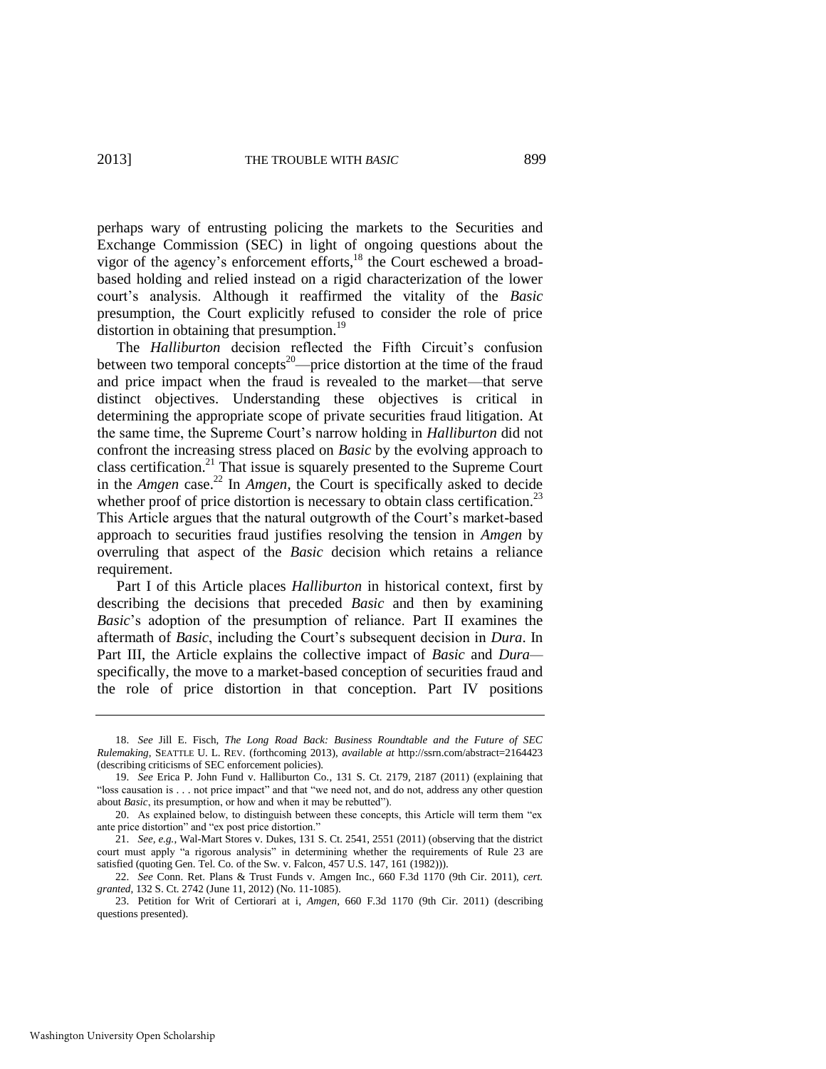perhaps wary of entrusting policing the markets to the Securities and Exchange Commission (SEC) in light of ongoing questions about the vigor of the agency's enforcement efforts,[18] the Court eschewed a broad-based holding and relied instead on a rigid characterization of the lower court's analysis. Although it reaffirmed the vitality of the *Basic* presumption, the Court explicitly refused to consider the role of price distortion in obtaining that presumption.[19]

The *Halliburton* decision reflected the Fifth Circuit's confusion between two temporal concepts[20]—price distortion at the time of the fraud and price impact when the fraud is revealed to the market—that serve distinct objectives. Understanding these objectives is critical in determining the appropriate scope of private securities fraud litigation. At the same time, the Supreme Court's narrow holding in *Halliburton* did not confront the increasing stress placed on *Basic* by the evolving approach to class certification.[21] That issue is squarely presented to the Supreme Court in the *Amgen* case.[22] In *Amgen*, the Court is specifically asked to decide whether proof of price distortion is necessary to obtain class certification.[23] This Article argues that the natural outgrowth of the Court's market-based approach to securities fraud justifies resolving the tension in *Amgen* by overruling that aspect of the *Basic* decision which retains a reliance requirement.

Part I of this Article places *Halliburton* in historical context, first by describing the decisions that preceded *Basic* and then by examining *Basic*'s adoption of the presumption of reliance. Part II examines the aftermath of *Basic*, including the Court's subsequent decision in *Dura*. In Part III, the Article explains the collective impact of *Basic* and *Dura*—specifically, the move to a market-based conception of securities fraud and the role of price distortion in that conception. Part IV positions

---

18. *See* Jill E. Fisch, *The Long Road Back: Business Roundtable and the Future of SEC Rulemaking*, SEATTLE U. L. REV. (forthcoming 2013), *available at* http://ssrn.com/abstract=2164423 (describing criticisms of SEC enforcement policies).

19. *See* Erica P. John Fund v. Halliburton Co., 131 S. Ct. 2179, 2187 (2011) (explaining that "loss causation is . . . not price impact" and that "we need not, and do not, address any other question about *Basic*, its presumption, or how and when it may be rebutted").

20. As explained below, to distinguish between these concepts, this Article will term them "ex ante price distortion" and "ex post price distortion."

21. *See, e.g.*, Wal-Mart Stores v. Dukes, 131 S. Ct. 2541, 2551 (2011) (observing that the district court must apply "a rigorous analysis" in determining whether the requirements of Rule 23 are satisfied (quoting Gen. Tel. Co. of the Sw. v. Falcon, 457 U.S. 147, 161 (1982))).

22. *See* Conn. Ret. Plans & Trust Funds v. Amgen Inc., 660 F.3d 1170 (9th Cir. 2011), *cert. granted*, 132 S. Ct. 2742 (June 11, 2012) (No. 11-1085).

23. Petition for Writ of Certiorari at i, *Amgen*, 660 F.3d 1170 (9th Cir. 2011) (describing questions presented).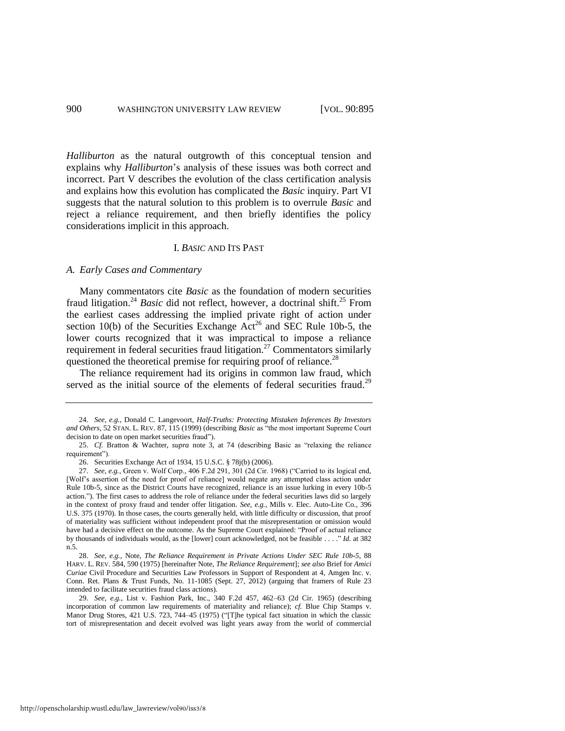*Halliburton* as the natural outgrowth of this conceptual tension and explains why *Halliburton*'s analysis of these issues was both correct and incorrect. Part V describes the evolution of the class certification analysis and explains how this evolution has complicated the *Basic* inquiry. Part VI suggests that the natural solution to this problem is to overrule *Basic* and reject a reliance requirement, and then briefly identifies the policy considerations implicit in this approach.

## I. *BASIC* AND ITS PAST

### *A. Early Cases and Commentary*

Many commentators cite *Basic* as the foundation of modern securities fraud litigation.[24] *Basic* did not reflect, however, a doctrinal shift.[25] From the earliest cases addressing the implied private right of action under section 10(b) of the Securities Exchange Act[26] and SEC Rule 10b-5, the lower courts recognized that it was impractical to impose a reliance requirement in federal securities fraud litigation.[27] Commentators similarly questioned the theoretical premise for requiring proof of reliance.[28]

The reliance requirement had its origins in common law fraud, which served as the initial source of the elements of federal securities fraud.[29]

---

24. *See, e.g.*, Donald C. Langevoort, *Half-Truths: Protecting Mistaken Inferences By Investors and Others*, 52 STAN. L. REV. 87, 115 (1999) (describing *Basic* as "the most important Supreme Court decision to date on open market securities fraud").

25. *Cf.* Bratton & Wachter, *supra* note 3, at 74 (describing Basic as "relaxing the reliance requirement").

26. Securities Exchange Act of 1934, 15 U.S.C. § 78j(b) (2006).

27. *See, e.g.*, Green v. Wolf Corp., 406 F.2d 291, 301 (2d Cir. 1968) ("Carried to its logical end, [Wolf's assertion of the need for proof of reliance] would negate any attempted class action under Rule 10b-5, since as the District Courts have recognized, reliance is an issue lurking in every 10b-5 action."). The first cases to address the role of reliance under the federal securities laws did so largely in the context of proxy fraud and tender offer litigation. *See, e.g.*, Mills v. Elec. Auto-Lite Co., 396 U.S. 375 (1970). In those cases, the courts generally held, with little difficulty or discussion, that proof of materiality was sufficient without independent proof that the misrepresentation or omission would have had a decisive effect on the outcome. As the Supreme Court explained: "Proof of actual reliance by thousands of individuals would, as the [lower] court acknowledged, not be feasible . . . ." *Id.* at 382 n.5.

28. *See, e.g.*, Note, *The Reliance Requirement in Private Actions Under SEC Rule 10b-5*, 88 HARV. L. REV. 584, 590 (1975) [hereinafter Note, *The Reliance Requirement*]; *see also* Brief for *Amici Curiae* Civil Procedure and Securities Law Professors in Support of Respondent at 4, Amgen Inc. v. Conn. Ret. Plans & Trust Funds, No. 11-1085 (Sept. 27, 2012) (arguing that framers of Rule 23 intended to facilitate securities fraud class actions).

29. *See, e.g.*, List v. Fashion Park, Inc., 340 F.2d 457, 462–63 (2d Cir. 1965) (describing incorporation of common law requirements of materiality and reliance); *cf.* Blue Chip Stamps v. Manor Drug Stores, 421 U.S. 723, 744–45 (1975) ("[T]he typical fact situation in which the classic tort of misrepresentation and deceit evolved was light years away from the world of commercial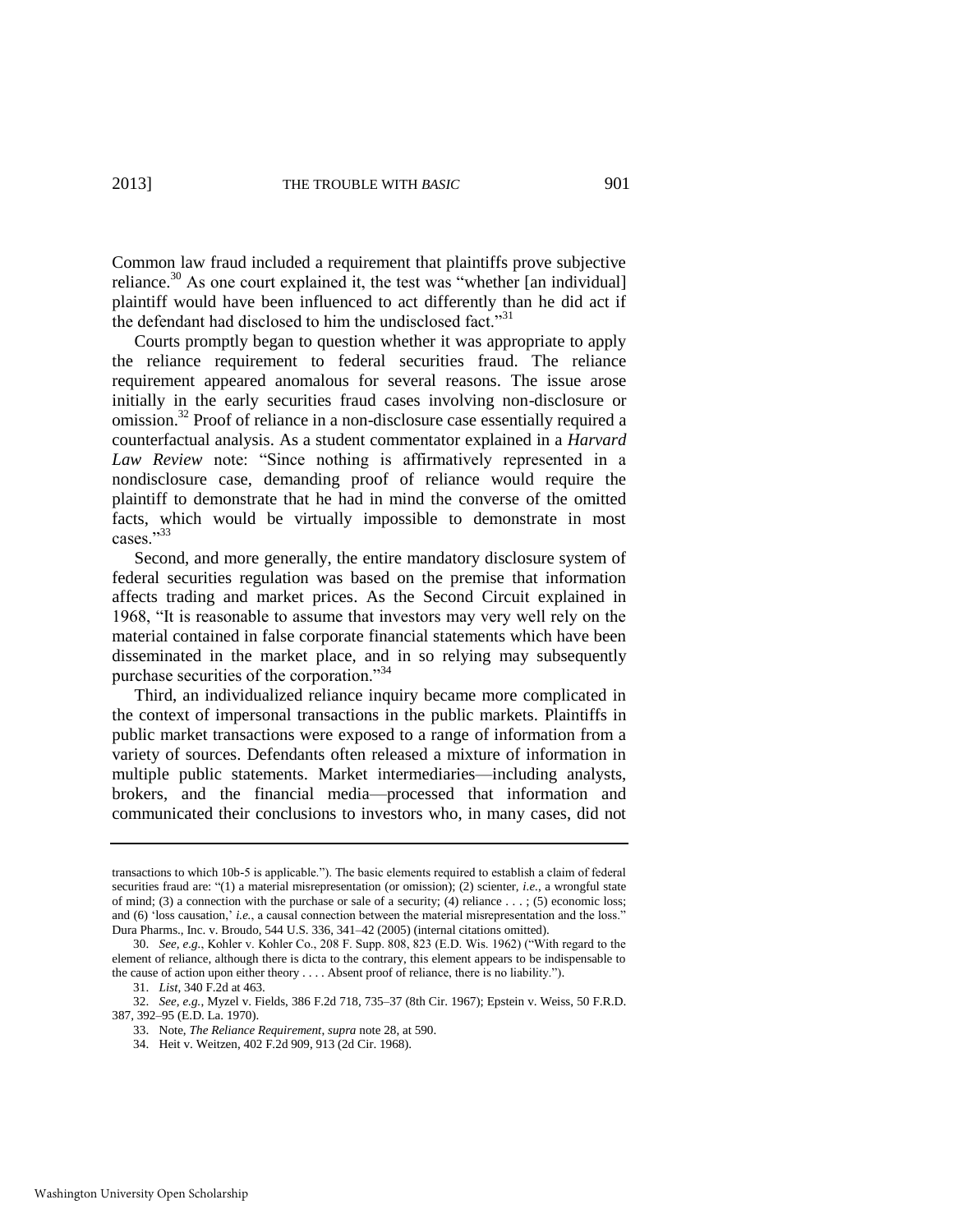Common law fraud included a requirement that plaintiffs prove subjective reliance.[30] As one court explained it, the test was "whether [an individual] plaintiff would have been influenced to act differently than he did act if the defendant had disclosed to him the undisclosed fact."[31]

Courts promptly began to question whether it was appropriate to apply the reliance requirement to federal securities fraud. The reliance requirement appeared anomalous for several reasons. The issue arose initially in the early securities fraud cases involving non-disclosure or omission.[32] Proof of reliance in a non-disclosure case essentially required a counterfactual analysis. As a student commentator explained in a *Harvard Law Review* note: "Since nothing is affirmatively represented in a nondisclosure case, demanding proof of reliance would require the plaintiff to demonstrate that he had in mind the converse of the omitted facts, which would be virtually impossible to demonstrate in most cases."[33]

Second, and more generally, the entire mandatory disclosure system of federal securities regulation was based on the premise that information affects trading and market prices. As the Second Circuit explained in 1968, "It is reasonable to assume that investors may very well rely on the material contained in false corporate financial statements which have been disseminated in the market place, and in so relying may subsequently purchase securities of the corporation."[34]

Third, an individualized reliance inquiry became more complicated in the context of impersonal transactions in the public markets. Plaintiffs in public market transactions were exposed to a range of information from a variety of sources. Defendants often released a mixture of information in multiple public statements. Market intermediaries—including analysts, brokers, and the financial media—processed that information and communicated their conclusions to investors who, in many cases, did not

---

transactions to which 10b-5 is applicable."). The basic elements required to establish a claim of federal securities fraud are: "(1) a material misrepresentation (or omission); (2) scienter, *i.e.*, a wrongful state of mind; (3) a connection with the purchase or sale of a security; (4) reliance . . . ; (5) economic loss; and (6) 'loss causation,' *i.e.*, a causal connection between the material misrepresentation and the loss." Dura Pharms., Inc. v. Broudo, 544 U.S. 336, 341–42 (2005) (internal citations omitted).

30. *See, e.g.*, Kohler v. Kohler Co., 208 F. Supp. 808, 823 (E.D. Wis. 1962) ("With regard to the element of reliance, although there is dicta to the contrary, this element appears to be indispensable to the cause of action upon either theory . . . . Absent proof of reliance, there is no liability.").

31. *List*, 340 F.2d at 463.

32. *See, e.g.*, Myzel v. Fields, 386 F.2d 718, 735–37 (8th Cir. 1967); Epstein v. Weiss, 50 F.R.D. 387, 392–95 (E.D. La. 1970).

33. Note, *The Reliance Requirement*, *supra* note 28, at 590.

34. Heit v. Weitzen, 402 F.2d 909, 913 (2d Cir. 1968).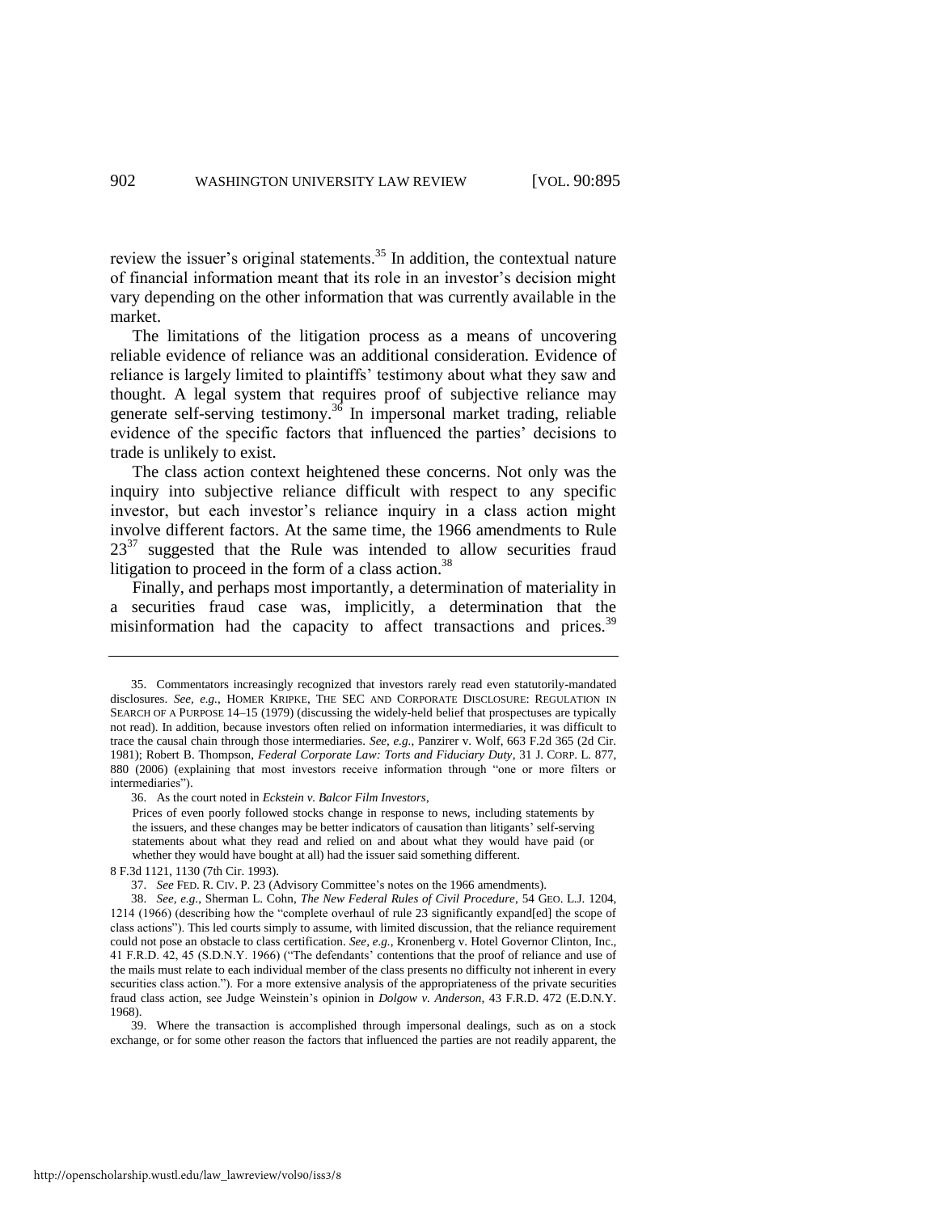review the issuer's original statements.[35] In addition, the contextual nature of financial information meant that its role in an investor's decision might vary depending on the other information that was currently available in the market.

The limitations of the litigation process as a means of uncovering reliable evidence of reliance was an additional consideration. Evidence of reliance is largely limited to plaintiffs' testimony about what they saw and thought. A legal system that requires proof of subjective reliance may generate self-serving testimony.[36] In impersonal market trading, reliable evidence of the specific factors that influenced the parties' decisions to trade is unlikely to exist.

The class action context heightened these concerns. Not only was the inquiry into subjective reliance difficult with respect to any specific investor, but each investor's reliance inquiry in a class action might involve different factors. At the same time, the 1966 amendments to Rule 23[37] suggested that the Rule was intended to allow securities fraud litigation to proceed in the form of a class action.[38]

Finally, and perhaps most importantly, a determination of materiality in a securities fraud case was, implicitly, a determination that the misinformation had the capacity to affect transactions and prices.[39]

---

35. Commentators increasingly recognized that investors rarely read even statutorily-mandated disclosures. *See, e.g.*, HOMER KRIPKE, THE SEC AND CORPORATE DISCLOSURE: REGULATION IN SEARCH OF A PURPOSE 14–15 (1979) (discussing the widely-held belief that prospectuses are typically not read). In addition, because investors often relied on information intermediaries, it was difficult to trace the causal chain through those intermediaries. *See, e.g.*, Panzirer v. Wolf, 663 F.2d 365 (2d Cir. 1981); Robert B. Thompson, *Federal Corporate Law: Torts and Fiduciary Duty*, 31 J. CORP. L. 877, 880 (2006) (explaining that most investors receive information through "one or more filters or intermediaries").

36. As the court noted in *Eckstein v. Balcor Film Investors*,

> Prices of even poorly followed stocks change in response to news, including statements by the issuers, and these changes may be better indicators of causation than litigants' self-serving statements about what they read and relied on and about what they would have paid (or whether they would have bought at all) had the issuer said something different.

8 F.3d 1121, 1130 (7th Cir. 1993).

37. *See* FED. R. CIV. P. 23 (Advisory Committee's notes on the 1966 amendments).

38. *See, e.g.*, Sherman L. Cohn, *The New Federal Rules of Civil Procedure*, 54 GEO. L.J. 1204, 1214 (1966) (describing how the "complete overhaul of rule 23 significantly expand[ed] the scope of class actions"). This led courts simply to assume, with limited discussion, that the reliance requirement could not pose an obstacle to class certification. *See, e.g.*, Kronenberg v. Hotel Governor Clinton, Inc., 41 F.R.D. 42, 45 (S.D.N.Y. 1966) ("The defendants' contentions that the proof of reliance and use of the mails must relate to each individual member of the class presents no difficulty not inherent in every securities class action."). For a more extensive analysis of the appropriateness of the private securities fraud class action, see Judge Weinstein's opinion in *Dolgow v. Anderson*, 43 F.R.D. 472 (E.D.N.Y. 1968).

39. Where the transaction is accomplished through impersonal dealings, such as on a stock exchange, or for some other reason the factors that influenced the parties are not readily apparent, the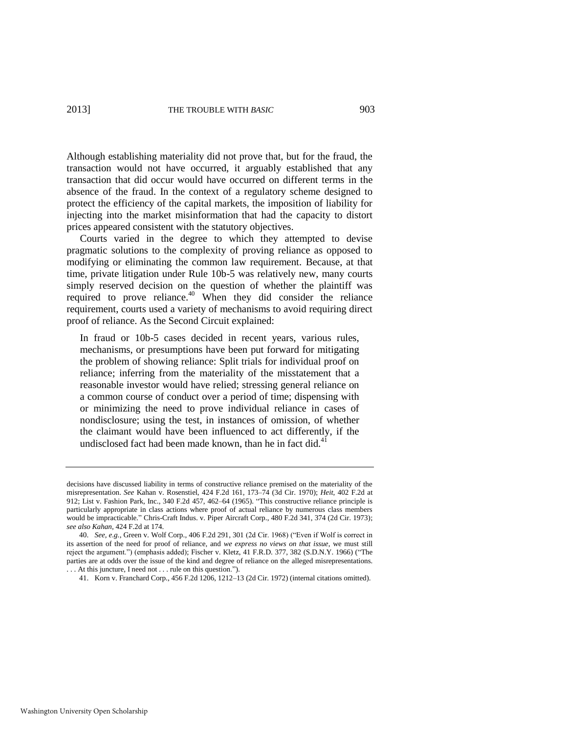Although establishing materiality did not prove that, but for the fraud, the transaction would not have occurred, it arguably established that any transaction that did occur would have occurred on different terms in the absence of the fraud. In the context of a regulatory scheme designed to protect the efficiency of the capital markets, the imposition of liability for injecting into the market misinformation that had the capacity to distort prices appeared consistent with the statutory objectives.

Courts varied in the degree to which they attempted to devise pragmatic solutions to the complexity of proving reliance as opposed to modifying or eliminating the common law requirement. Because, at that time, private litigation under Rule 10b-5 was relatively new, many courts simply reserved decision on the question of whether the plaintiff was required to prove reliance.[40] When they did consider the reliance requirement, courts used a variety of mechanisms to avoid requiring direct proof of reliance. As the Second Circuit explained:

> In fraud or 10b-5 cases decided in recent years, various rules, mechanisms, or presumptions have been put forward for mitigating the problem of showing reliance: Split trials for individual proof on reliance; inferring from the materiality of the misstatement that a reasonable investor would have relied; stressing general reliance on a common course of conduct over a period of time; dispensing with or minimizing the need to prove individual reliance in cases of nondisclosure; using the test, in instances of omission, of whether the claimant would have been influenced to act differently, if the undisclosed fact had been made known, than he in fact did.[41]

---

decisions have discussed liability in terms of constructive reliance premised on the materiality of the misrepresentation. *See* Kahan v. Rosenstiel, 424 F.2d 161, 173–74 (3d Cir. 1970); *Heit*, 402 F.2d at 912; List v. Fashion Park, Inc., 340 F.2d 457, 462–64 (1965). "This constructive reliance principle is particularly appropriate in class actions where proof of actual reliance by numerous class members would be impracticable." Chris-Craft Indus. v. Piper Aircraft Corp., 480 F.2d 341, 374 (2d Cir. 1973); *see also Kahan*, 424 F.2d at 174.

40. *See, e.g.*, Green v. Wolf Corp., 406 F.2d 291, 301 (2d Cir. 1968) ("Even if Wolf is correct in its assertion of the need for proof of reliance, and *we express no views on that issue*, we must still reject the argument.") (emphasis added); Fischer v. Kletz, 41 F.R.D. 377, 382 (S.D.N.Y. 1966) ("The parties are at odds over the issue of the kind and degree of reliance on the alleged misrepresentations. . . . At this juncture, I need not . . . rule on this question.").

41. Korn v. Franchard Corp., 456 F.2d 1206, 1212–13 (2d Cir. 1972) (internal citations omitted).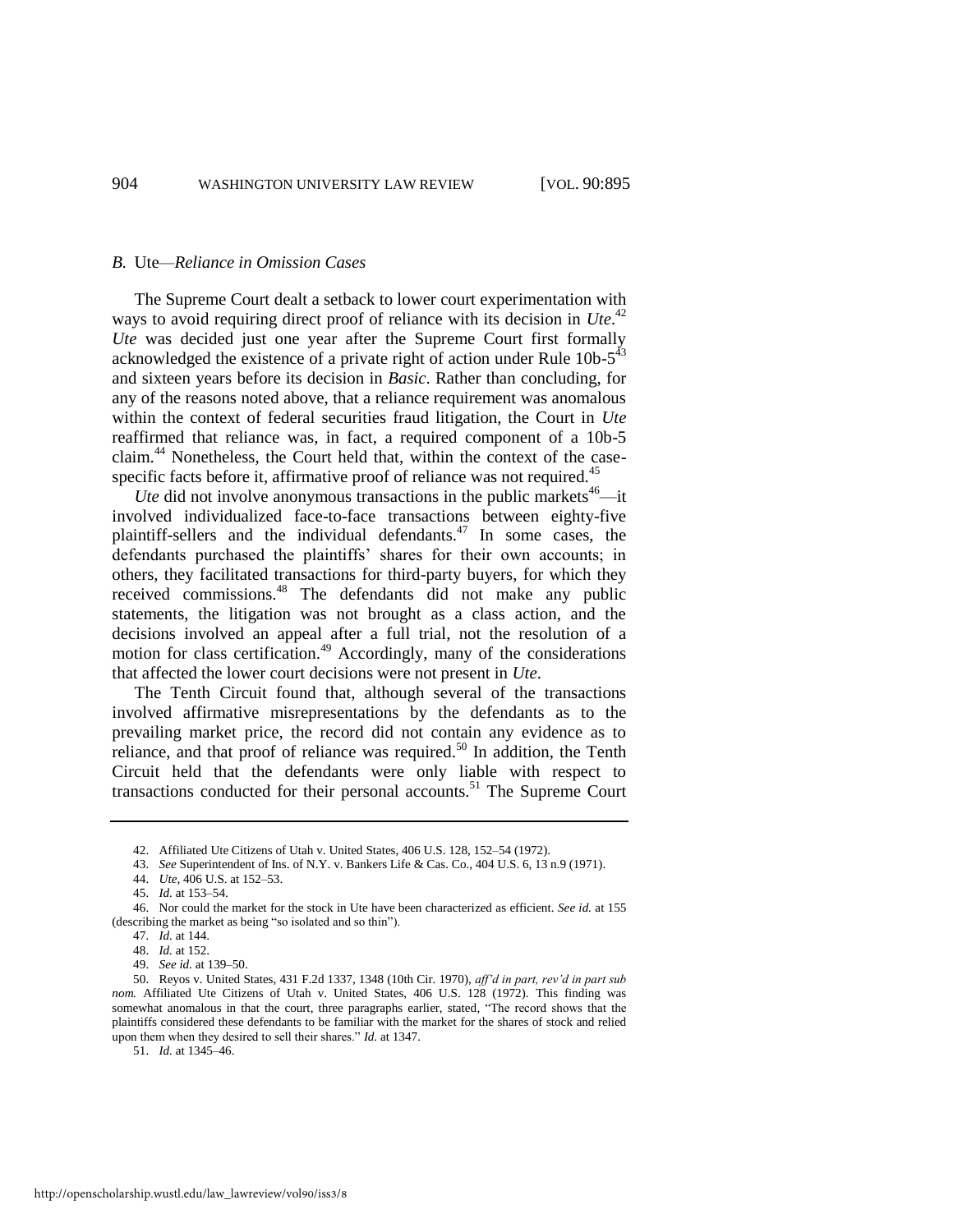### *B.* Ute—*Reliance in Omission Cases*

The Supreme Court dealt a setback to lower court experimentation with ways to avoid requiring direct proof of reliance with its decision in *Ute*.[42] *Ute* was decided just one year after the Supreme Court first formally acknowledged the existence of a private right of action under Rule 10b-5[43] and sixteen years before its decision in *Basic*. Rather than concluding, for any of the reasons noted above, that a reliance requirement was anomalous within the context of federal securities fraud litigation, the Court in *Ute* reaffirmed that reliance was, in fact, a required component of a 10b-5 claim.[44] Nonetheless, the Court held that, within the context of the case-specific facts before it, affirmative proof of reliance was not required.[45]

*Ute* did not involve anonymous transactions in the public markets[46]—it involved individualized face-to-face transactions between eighty-five plaintiff-sellers and the individual defendants.[47] In some cases, the defendants purchased the plaintiffs' shares for their own accounts; in others, they facilitated transactions for third-party buyers, for which they received commissions.[48] The defendants did not make any public statements, the litigation was not brought as a class action, and the decisions involved an appeal after a full trial, not the resolution of a motion for class certification.[49] Accordingly, many of the considerations that affected the lower court decisions were not present in *Ute*.

The Tenth Circuit found that, although several of the transactions involved affirmative misrepresentations by the defendants as to the prevailing market price, the record did not contain any evidence as to reliance, and that proof of reliance was required.[50] In addition, the Tenth Circuit held that the defendants were only liable with respect to transactions conducted for their personal accounts.[51] The Supreme Court

---

42. Affiliated Ute Citizens of Utah v. United States, 406 U.S. 128, 152–54 (1972).

43. *See* Superintendent of Ins. of N.Y. v. Bankers Life & Cas. Co., 404 U.S. 6, 13 n.9 (1971).

44. *Ute*, 406 U.S. at 152–53.

45. *Id.* at 153–54.

46. Nor could the market for the stock in Ute have been characterized as efficient. *See id.* at 155 (describing the market as being "so isolated and so thin").

47. *Id.* at 144.

48. *Id.* at 152.

49. *See id.* at 139–50.

50. Reyos v. United States, 431 F.2d 1337, 1348 (10th Cir. 1970), *aff'd in part, rev'd in part sub nom.* Affiliated Ute Citizens of Utah v. United States, 406 U.S. 128 (1972). This finding was somewhat anomalous in that the court, three paragraphs earlier, stated, "The record shows that the plaintiffs considered these defendants to be familiar with the market for the shares of stock and relied upon them when they desired to sell their shares." *Id.* at 1347.

51. *Id.* at 1345–46.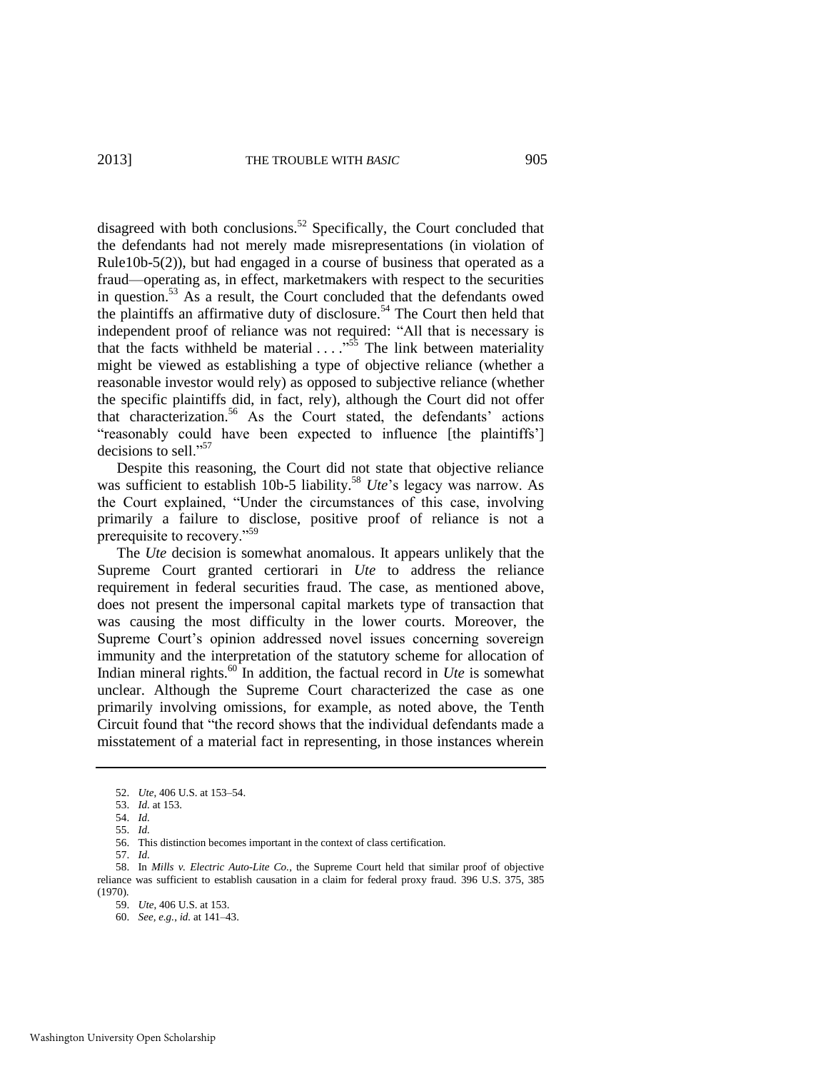disagreed with both conclusions.[52] Specifically, the Court concluded that the defendants had not merely made misrepresentations (in violation of Rule10b-5(2)), but had engaged in a course of business that operated as a fraud—operating as, in effect, marketmakers with respect to the securities in question.[53] As a result, the Court concluded that the defendants owed the plaintiffs an affirmative duty of disclosure.[54] The Court then held that independent proof of reliance was not required: "All that is necessary is that the facts withheld be material . . . ."[55] The link between materiality might be viewed as establishing a type of objective reliance (whether a reasonable investor would rely) as opposed to subjective reliance (whether the specific plaintiffs did, in fact, rely), although the Court did not offer that characterization.[56] As the Court stated, the defendants' actions "reasonably could have been expected to influence [the plaintiffs'] decisions to sell."[57]

Despite this reasoning, the Court did not state that objective reliance was sufficient to establish 10b-5 liability.[58] *Ute*'s legacy was narrow. As the Court explained, "Under the circumstances of this case, involving primarily a failure to disclose, positive proof of reliance is not a prerequisite to recovery."[59]

The *Ute* decision is somewhat anomalous. It appears unlikely that the Supreme Court granted certiorari in *Ute* to address the reliance requirement in federal securities fraud. The case, as mentioned above, does not present the impersonal capital markets type of transaction that was causing the most difficulty in the lower courts. Moreover, the Supreme Court's opinion addressed novel issues concerning sovereign immunity and the interpretation of the statutory scheme for allocation of Indian mineral rights.[60] In addition, the factual record in *Ute* is somewhat unclear. Although the Supreme Court characterized the case as one primarily involving omissions, for example, as noted above, the Tenth Circuit found that "the record shows that the individual defendants made a misstatement of a material fact in representing, in those instances wherein

---

52. *Ute*, 406 U.S. at 153–54.

53. *Id.* at 153.

54. *Id.*

55. *Id.*

56. This distinction becomes important in the context of class certification.

57. *Id.*

58. In *Mills v. Electric Auto-Lite Co.*, the Supreme Court held that similar proof of objective reliance was sufficient to establish causation in a claim for federal proxy fraud. 396 U.S. 375, 385 (1970).

59. *Ute*, 406 U.S. at 153.

60. *See, e.g.*, *id.* at 141–43.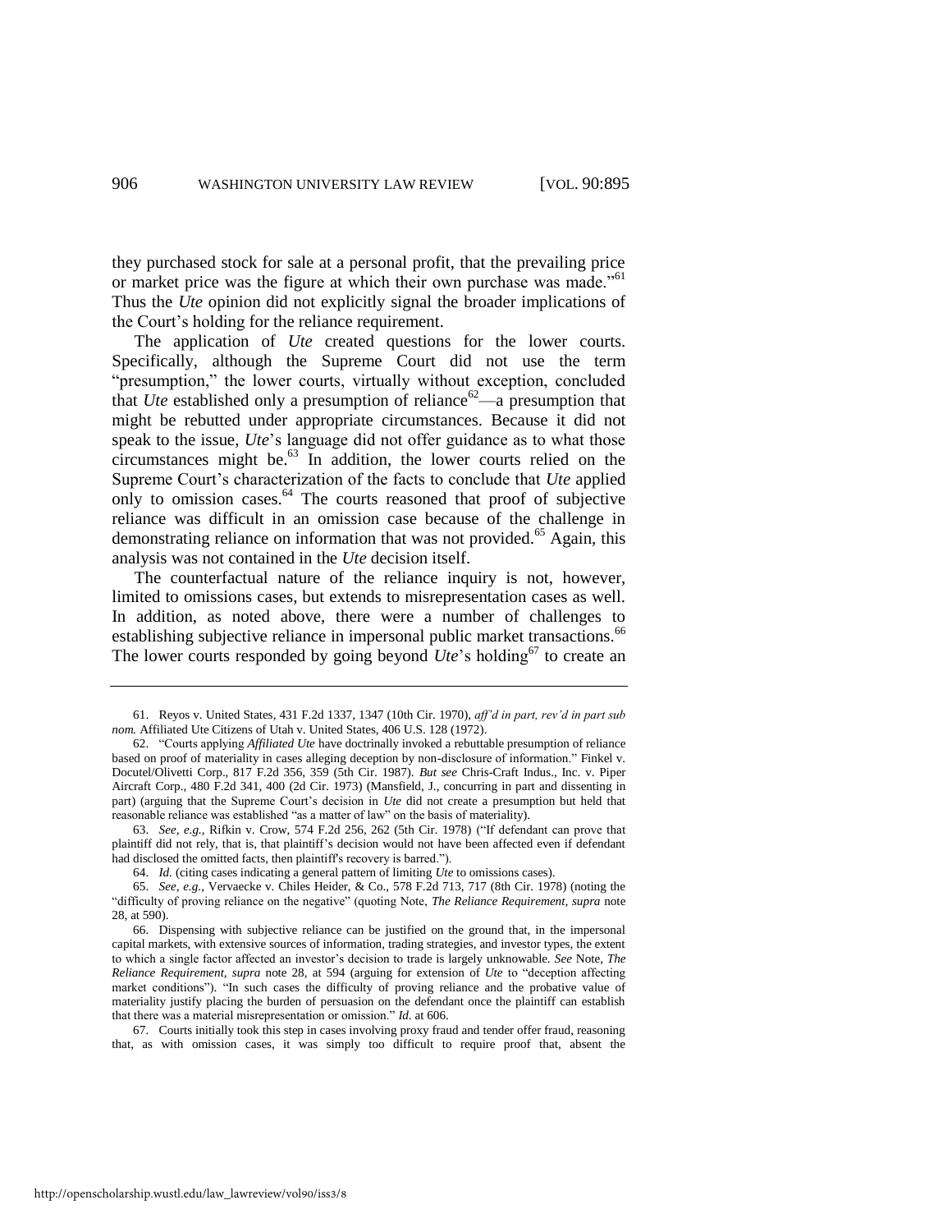they purchased stock for sale at a personal profit, that the prevailing price or market price was the figure at which their own purchase was made."[61] Thus the *Ute* opinion did not explicitly signal the broader implications of the Court's holding for the reliance requirement.

The application of *Ute* created questions for the lower courts. Specifically, although the Supreme Court did not use the term "presumption," the lower courts, virtually without exception, concluded that *Ute* established only a presumption of reliance[62]—a presumption that might be rebutted under appropriate circumstances. Because it did not speak to the issue, *Ute*'s language did not offer guidance as to what those circumstances might be.[63] In addition, the lower courts relied on the Supreme Court's characterization of the facts to conclude that *Ute* applied only to omission cases.[64] The courts reasoned that proof of subjective reliance was difficult in an omission case because of the challenge in demonstrating reliance on information that was not provided.[65] Again, this analysis was not contained in the *Ute* decision itself.

The counterfactual nature of the reliance inquiry is not, however, limited to omissions cases, but extends to misrepresentation cases as well. In addition, as noted above, there were a number of challenges to establishing subjective reliance in impersonal public market transactions.[66] The lower courts responded by going beyond *Ute*'s holding[67] to create an

---

61. Reyos v. United States, 431 F.2d 1337, 1347 (10th Cir. 1970), *aff'd in part, rev'd in part sub nom.* Affiliated Ute Citizens of Utah v. United States, 406 U.S. 128 (1972).

62. "Courts applying *Affiliated Ute* have doctrinally invoked a rebuttable presumption of reliance based on proof of materiality in cases alleging deception by non-disclosure of information." Finkel v. Docutel/Olivetti Corp., 817 F.2d 356, 359 (5th Cir. 1987). *But see* Chris-Craft Indus., Inc. v. Piper Aircraft Corp., 480 F.2d 341, 400 (2d Cir. 1973) (Mansfield, J., concurring in part and dissenting in part) (arguing that the Supreme Court's decision in *Ute* did not create a presumption but held that reasonable reliance was established "as a matter of law" on the basis of materiality).

63. *See, e.g.*, Rifkin v. Crow, 574 F.2d 256, 262 (5th Cir. 1978) ("If defendant can prove that plaintiff did not rely, that is, that plaintiff's decision would not have been affected even if defendant had disclosed the omitted facts, then plaintiff's recovery is barred.").

64. *Id.* (citing cases indicating a general pattern of limiting *Ute* to omissions cases).

65. *See, e.g.*, Vervaecke v. Chiles Heider, & Co., 578 F.2d 713, 717 (8th Cir. 1978) (noting the "difficulty of proving reliance on the negative" (quoting Note, *The Reliance Requirement*, *supra* note 28, at 590).

66. Dispensing with subjective reliance can be justified on the ground that, in the impersonal capital markets, with extensive sources of information, trading strategies, and investor types, the extent to which a single factor affected an investor's decision to trade is largely unknowable. *See* Note, *The Reliance Requirement*, *supra* note 28, at 594 (arguing for extension of *Ute* to "deception affecting market conditions"). "In such cases the difficulty of proving reliance and the probative value of materiality justify placing the burden of persuasion on the defendant once the plaintiff can establish that there was a material misrepresentation or omission." *Id.* at 606.

67. Courts initially took this step in cases involving proxy fraud and tender offer fraud, reasoning that, as with omission cases, it was simply too difficult to require proof that, absent the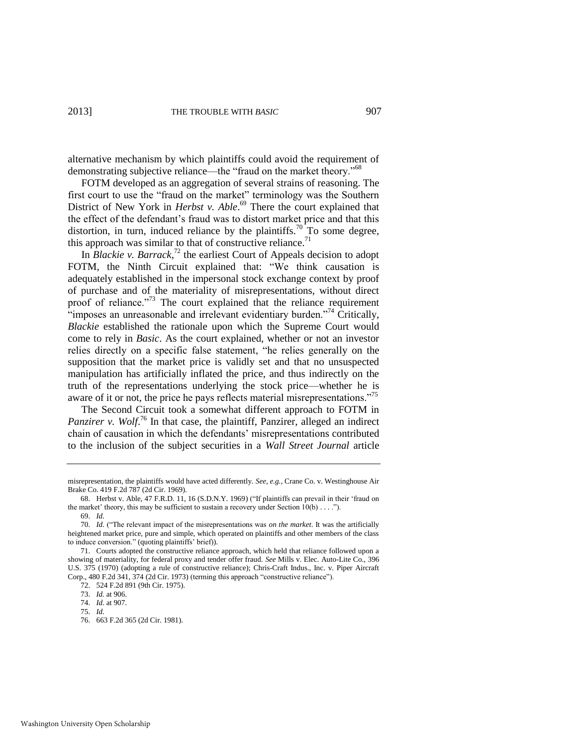alternative mechanism by which plaintiffs could avoid the requirement of demonstrating subjective reliance—the "fraud on the market theory."[68]

FOTM developed as an aggregation of several strains of reasoning. The first court to use the "fraud on the market" terminology was the Southern District of New York in *Herbst v. Able*.[69] There the court explained that the effect of the defendant's fraud was to distort market price and that this distortion, in turn, induced reliance by the plaintiffs.[70] To some degree, this approach was similar to that of constructive reliance.[71]

In *Blackie v. Barrack*,[72] the earliest Court of Appeals decision to adopt FOTM, the Ninth Circuit explained that: "We think causation is adequately established in the impersonal stock exchange context by proof of purchase and of the materiality of misrepresentations, without direct proof of reliance."[73] The court explained that the reliance requirement "imposes an unreasonable and irrelevant evidentiary burden."[74] Critically, *Blackie* established the rationale upon which the Supreme Court would come to rely in *Basic*. As the court explained, whether or not an investor relies directly on a specific false statement, "he relies generally on the supposition that the market price is validly set and that no unsuspected manipulation has artificially inflated the price, and thus indirectly on the truth of the representations underlying the stock price—whether he is aware of it or not, the price he pays reflects material misrepresentations."[75]

The Second Circuit took a somewhat different approach to FOTM in *Panzirer v. Wolf*.[76] In that case, the plaintiff, Panzirer, alleged an indirect chain of causation in which the defendants' misrepresentations contributed to the inclusion of the subject securities in a *Wall Street Journal* article

---

misrepresentation, the plaintiffs would have acted differently. *See, e.g.*, Crane Co. v. Westinghouse Air Brake Co. 419 F.2d 787 (2d Cir. 1969).

68. Herbst v. Able, 47 F.R.D. 11, 16 (S.D.N.Y. 1969) ("If plaintiffs can prevail in their 'fraud on the market' theory, this may be sufficient to sustain a recovery under Section 10(b) . . . .").

69. *Id.*

70. *Id.* ("The relevant impact of the misrepresentations was *on the market*. It was the artificially heightened market price, pure and simple, which operated on plaintiffs and other members of the class to induce conversion." (quoting plaintiffs' brief)).

71. Courts adopted the constructive reliance approach, which held that reliance followed upon a showing of materiality, for federal proxy and tender offer fraud. *See* Mills v. Elec. Auto-Lite Co., 396 U.S. 375 (1970) (adopting a rule of constructive reliance); Chris-Craft Indus., Inc. v. Piper Aircraft Corp., 480 F.2d 341, 374 (2d Cir. 1973) (terming this approach "constructive reliance").

72. 524 F.2d 891 (9th Cir. 1975).

73. *Id.* at 906.

74. *Id.* at 907.

75. *Id.*

76. 663 F.2d 365 (2d Cir. 1981).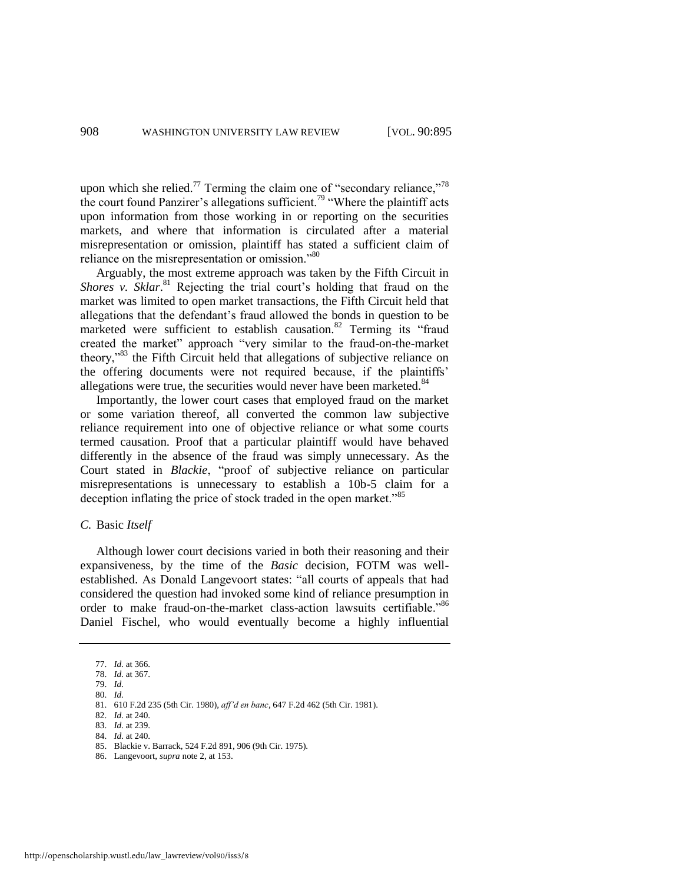upon which she relied.[77] Terming the claim one of "secondary reliance,"[78] the court found Panzirer's allegations sufficient.[79] "Where the plaintiff acts upon information from those working in or reporting on the securities markets, and where that information is circulated after a material misrepresentation or omission, plaintiff has stated a sufficient claim of reliance on the misrepresentation or omission."[80]

Arguably, the most extreme approach was taken by the Fifth Circuit in *Shores v. Sklar*.[81] Rejecting the trial court's holding that fraud on the market was limited to open market transactions, the Fifth Circuit held that allegations that the defendant's fraud allowed the bonds in question to be marketed were sufficient to establish causation.[82] Terming its "fraud created the market" approach "very similar to the fraud-on-the-market theory,"[83] the Fifth Circuit held that allegations of subjective reliance on the offering documents were not required because, if the plaintiffs' allegations were true, the securities would never have been marketed.[84]

Importantly, the lower court cases that employed fraud on the market or some variation thereof, all converted the common law subjective reliance requirement into one of objective reliance or what some courts termed causation. Proof that a particular plaintiff would have behaved differently in the absence of the fraud was simply unnecessary. As the Court stated in *Blackie*, "proof of subjective reliance on particular misrepresentations is unnecessary to establish a 10b-5 claim for a deception inflating the price of stock traded in the open market."[85]

### *C.* Basic *Itself*

Although lower court decisions varied in both their reasoning and their expansiveness, by the time of the *Basic* decision, FOTM was well-established. As Donald Langevoort states: "all courts of appeals that had considered the question had invoked some kind of reliance presumption in order to make fraud-on-the-market class-action lawsuits certifiable."[86] Daniel Fischel, who would eventually become a highly influential

---

77. *Id.* at 366.
78. *Id.* at 367.
79. *Id.*
80. *Id.*
81. 610 F.2d 235 (5th Cir. 1980), *aff'd en banc*, 647 F.2d 462 (5th Cir. 1981).
82. *Id.* at 240.
83. *Id.* at 239.
84. *Id.* at 240.
85. Blackie v. Barrack, 524 F.2d 891, 906 (9th Cir. 1975).
86. Langevoort, *supra* note 2, at 153.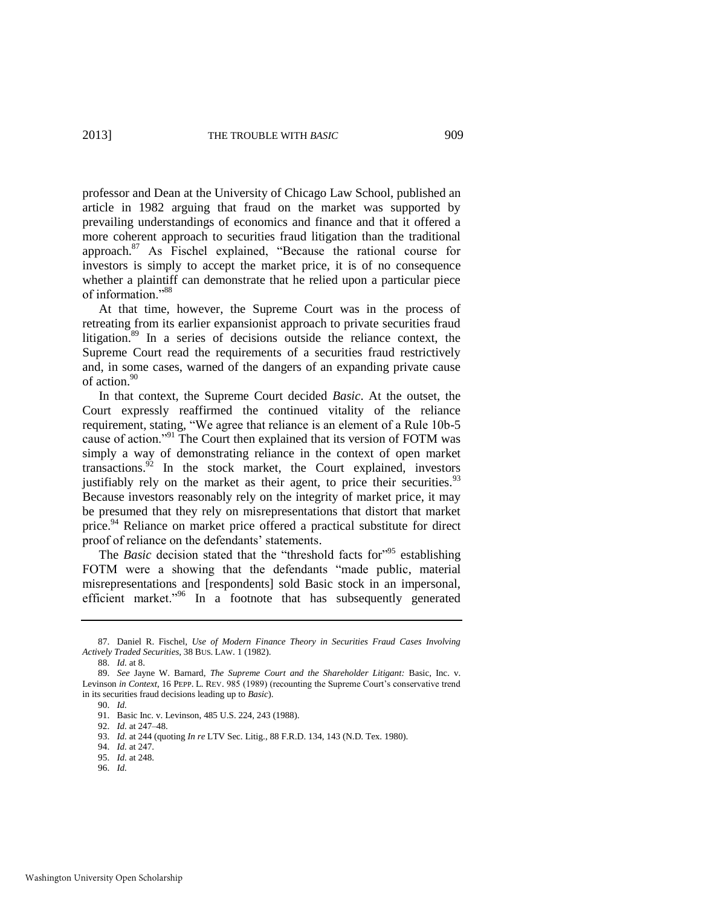professor and Dean at the University of Chicago Law School, published an article in 1982 arguing that fraud on the market was supported by prevailing understandings of economics and finance and that it offered a more coherent approach to securities fraud litigation than the traditional approach.[87] As Fischel explained, "Because the rational course for investors is simply to accept the market price, it is of no consequence whether a plaintiff can demonstrate that he relied upon a particular piece of information."[88]

At that time, however, the Supreme Court was in the process of retreating from its earlier expansionist approach to private securities fraud litigation.[89] In a series of decisions outside the reliance context, the Supreme Court read the requirements of a securities fraud restrictively and, in some cases, warned of the dangers of an expanding private cause of action.[90]

In that context, the Supreme Court decided *Basic*. At the outset, the Court expressly reaffirmed the continued vitality of the reliance requirement, stating, "We agree that reliance is an element of a Rule 10b-5 cause of action."[91] The Court then explained that its version of FOTM was simply a way of demonstrating reliance in the context of open market transactions.[92] In the stock market, the Court explained, investors justifiably rely on the market as their agent, to price their securities.[93] Because investors reasonably rely on the integrity of market price, it may be presumed that they rely on misrepresentations that distort that market price.[94] Reliance on market price offered a practical substitute for direct proof of reliance on the defendants' statements.

The *Basic* decision stated that the "threshold facts for"[95] establishing FOTM were a showing that the defendants "made public, material misrepresentations and [respondents] sold Basic stock in an impersonal, efficient market."[96] In a footnote that has subsequently generated

---

87. Daniel R. Fischel, *Use of Modern Finance Theory in Securities Fraud Cases Involving Actively Traded Securities*, 38 BUS. LAW. 1 (1982).

88. *Id.* at 8.

89. *See* Jayne W. Barnard, *The Supreme Court and the Shareholder Litigant:* Basic, Inc. v. Levinson *in Context*, 16 PEPP. L. REV. 985 (1989) (recounting the Supreme Court's conservative trend in its securities fraud decisions leading up to *Basic*).

90. *Id.*

91. Basic Inc. v. Levinson, 485 U.S. 224, 243 (1988).

92. *Id.* at 247–48.

93. *Id.* at 244 (quoting *In re* LTV Sec. Litig., 88 F.R.D. 134, 143 (N.D. Tex. 1980).

94. *Id.* at 247.

95. *Id.* at 248.

96. *Id.*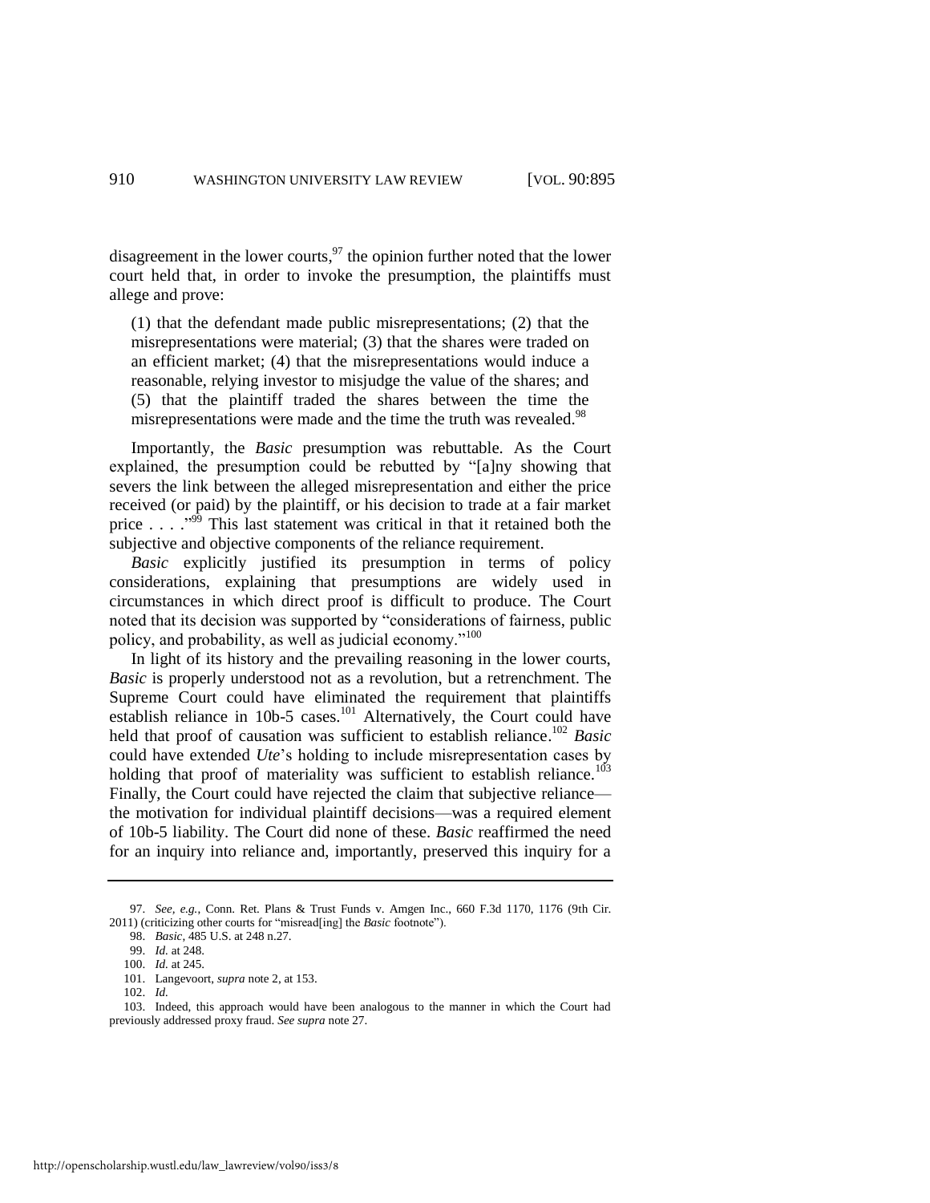disagreement in the lower courts,[97] the opinion further noted that the lower court held that, in order to invoke the presumption, the plaintiffs must allege and prove:

> (1) that the defendant made public misrepresentations; (2) that the misrepresentations were material; (3) that the shares were traded on an efficient market; (4) that the misrepresentations would induce a reasonable, relying investor to misjudge the value of the shares; and (5) that the plaintiff traded the shares between the time the misrepresentations were made and the time the truth was revealed.[98]

Importantly, the *Basic* presumption was rebuttable. As the Court explained, the presumption could be rebutted by "[a]ny showing that severs the link between the alleged misrepresentation and either the price received (or paid) by the plaintiff, or his decision to trade at a fair market price . . . ."[99] This last statement was critical in that it retained both the subjective and objective components of the reliance requirement.

*Basic* explicitly justified its presumption in terms of policy considerations, explaining that presumptions are widely used in circumstances in which direct proof is difficult to produce. The Court noted that its decision was supported by "considerations of fairness, public policy, and probability, as well as judicial economy."[100]

In light of its history and the prevailing reasoning in the lower courts, *Basic* is properly understood not as a revolution, but a retrenchment. The Supreme Court could have eliminated the requirement that plaintiffs establish reliance in 10b-5 cases.[101] Alternatively, the Court could have held that proof of causation was sufficient to establish reliance.[102] *Basic* could have extended *Ute*'s holding to include misrepresentation cases by holding that proof of materiality was sufficient to establish reliance.[103] Finally, the Court could have rejected the claim that subjective reliance—the motivation for individual plaintiff decisions—was a required element of 10b-5 liability. The Court did none of these. *Basic* reaffirmed the need for an inquiry into reliance and, importantly, preserved this inquiry for a

---

97. *See, e.g.*, Conn. Ret. Plans & Trust Funds v. Amgen Inc., 660 F.3d 1170, 1176 (9th Cir. 2011) (criticizing other courts for "misread[ing] the *Basic* footnote").

98. *Basic*, 485 U.S. at 248 n.27.

99. *Id.* at 248.

100. *Id.* at 245.

101. Langevoort, *supra* note 2, at 153.

102. *Id.*

103. Indeed, this approach would have been analogous to the manner in which the Court had previously addressed proxy fraud. *See supra* note 27.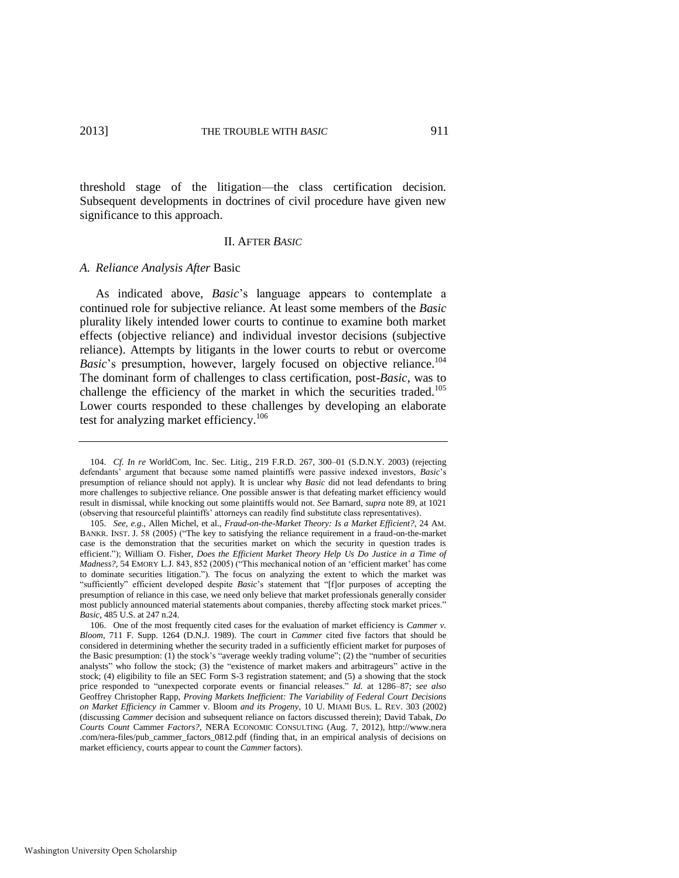threshold stage of the litigation—the class certification decision. Subsequent developments in doctrines of civil procedure have given new significance to this approach.

## II. AFTER *BASIC*

### *A. Reliance Analysis After* Basic

As indicated above, *Basic*'s language appears to contemplate a continued role for subjective reliance. At least some members of the *Basic* plurality likely intended lower courts to continue to examine both market effects (objective reliance) and individual investor decisions (subjective reliance). Attempts by litigants in the lower courts to rebut or overcome *Basic*'s presumption, however, largely focused on objective reliance.[104] The dominant form of challenges to class certification, post-*Basic*, was to challenge the efficiency of the market in which the securities traded.[105] Lower courts responded to these challenges by developing an elaborate test for analyzing market efficiency.[106]

---

104. *Cf. In re* WorldCom, Inc. Sec. Litig., 219 F.R.D. 267, 300–01 (S.D.N.Y. 2003) (rejecting defendants' argument that because some named plaintiffs were passive indexed investors, *Basic*'s presumption of reliance should not apply). It is unclear why *Basic* did not lead defendants to bring more challenges to subjective reliance. One possible answer is that defeating market efficiency would result in dismissal, while knocking out some plaintiffs would not. *See* Barnard, *supra* note 89, at 1021 (observing that resourceful plaintiffs' attorneys can readily find substitute class representatives).

105. *See, e.g.*, Allen Michel, et al., *Fraud-on-the-Market Theory: Is a Market Efficient?*, 24 AM. BANKR. INST. J. 58 (2005) ("The key to satisfying the reliance requirement in a fraud-on-the-market case is the demonstration that the securities market on which the security in question trades is efficient."); William O. Fisher, *Does the Efficient Market Theory Help Us Do Justice in a Time of Madness?*, 54 EMORY L.J. 843, 852 (2005) ("This mechanical notion of an 'efficient market' has come to dominate securities litigation."). The focus on analyzing the extent to which the market was "sufficiently" efficient developed despite *Basic*'s statement that "[f]or purposes of accepting the presumption of reliance in this case, we need only believe that market professionals generally consider most publicly announced material statements about companies, thereby affecting stock market prices." *Basic*, 485 U.S. at 247 n.24.

106. One of the most frequently cited cases for the evaluation of market efficiency is *Cammer v. Bloom*, 711 F. Supp. 1264 (D.N.J. 1989). The court in *Cammer* cited five factors that should be considered in determining whether the security traded in a sufficiently efficient market for purposes of the Basic presumption: (1) the stock's "average weekly trading volume"; (2) the "number of securities analysts" who follow the stock; (3) the "existence of market makers and arbitrageurs" active in the stock; (4) eligibility to file an SEC Form S-3 registration statement; and (5) a showing that the stock price responded to "unexpected corporate events or financial releases." *Id.* at 1286–87; *see also* Geoffrey Christopher Rapp, *Proving Markets Inefficient: The Variability of Federal Court Decisions on Market Efficiency in* Cammer v. Bloom *and its Progeny*, 10 U. MIAMI BUS. L. REV. 303 (2002) (discussing *Cammer* decision and subsequent reliance on factors discussed therein); David Tabak, *Do Courts Count* Cammer *Factors?*, NERA ECONOMIC CONSULTING (Aug. 7, 2012), http://www.nera.com/nera-files/pub_cammer_factors_0812.pdf (finding that, in an empirical analysis of decisions on market efficiency, courts appear to count the *Cammer* factors).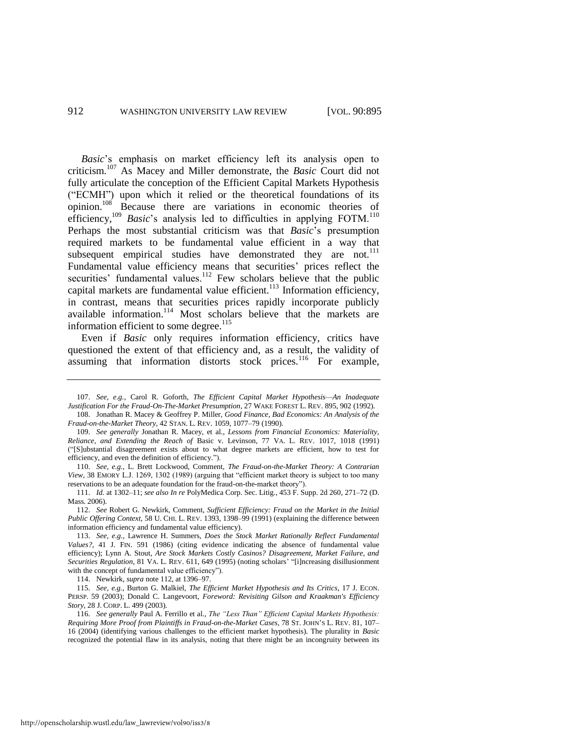*Basic*'s emphasis on market efficiency left its analysis open to criticism.[107] As Macey and Miller demonstrate, the *Basic* Court did not fully articulate the conception of the Efficient Capital Markets Hypothesis ("ECMH") upon which it relied or the theoretical foundations of its opinion.[108] Because there are variations in economic theories of efficiency,[109] *Basic*'s analysis led to difficulties in applying FOTM.[110] Perhaps the most substantial criticism was that *Basic*'s presumption required markets to be fundamental value efficient in a way that subsequent empirical studies have demonstrated they are not.[111] Fundamental value efficiency means that securities' prices reflect the securities' fundamental values.[112] Few scholars believe that the public capital markets are fundamental value efficient.[113] Information efficiency, in contrast, means that securities prices rapidly incorporate publicly available information.[114] Most scholars believe that the markets are information efficient to some degree.[115]

Even if *Basic* only requires information efficiency, critics have questioned the extent of that efficiency and, as a result, the validity of assuming that information distorts stock prices.[116] For example,

---

107. *See, e.g.*, Carol R. Goforth, *The Efficient Capital Market Hypothesis—An Inadequate Justification For the Fraud-On-The-Market Presumption*, 27 WAKE FOREST L. REV. 895, 902 (1992).

108. Jonathan R. Macey & Geoffrey P. Miller, *Good Finance, Bad Economics: An Analysis of the Fraud-on-the-Market Theory*, 42 STAN. L. REV. 1059, 1077–79 (1990).

109. *See generally* Jonathan R. Macey, et al., *Lessons from Financial Economics: Materiality, Reliance, and Extending the Reach of* Basic v. Levinson, 77 VA. L. REV. 1017, 1018 (1991) ("[S]ubstantial disagreement exists about to what degree markets are efficient, how to test for efficiency, and even the definition of efficiency.").

110. *See, e.g.*, L. Brett Lockwood, Comment, *The Fraud-on-the-Market Theory: A Contrarian View*, 38 EMORY L.J. 1269, 1302 (1989) (arguing that "efficient market theory is subject to too many reservations to be an adequate foundation for the fraud-on-the-market theory").

111. *Id.* at 1302–11; *see also In re* PolyMedica Corp. Sec. Litig., 453 F. Supp. 2d 260, 271–72 (D. Mass. 2006).

112. *See* Robert G. Newkirk, Comment, *Sufficient Efficiency: Fraud on the Market in the Initial Public Offering Context*, 58 U. CHI. L. REV. 1393, 1398–99 (1991) (explaining the difference between information efficiency and fundamental value efficiency).

113. *See, e.g.*, Lawrence H. Summers, *Does the Stock Market Rationally Reflect Fundamental Values?*, 41 J. FIN. 591 (1986) (citing evidence indicating the absence of fundamental value efficiency); Lynn A. Stout, *Are Stock Markets Costly Casinos? Disagreement, Market Failure, and Securities Regulation*, 81 VA. L. REV. 611, 649 (1995) (noting scholars' "[i]ncreasing disillusionment with the concept of fundamental value efficiency").

114. Newkirk, *supra* note 112, at 1396–97.

115. *See, e.g.*, Burton G. Malkiel, *The Efficient Market Hypothesis and Its Critics*, 17 J. ECON. PERSP. 59 (2003); Donald C. Langevoort, *Foreword: Revisiting Gilson and Kraakman's Efficiency Story*, 28 J. CORP. L. 499 (2003).

116. *See generally* Paul A. Ferrillo et al., *The "Less Than" Efficient Capital Markets Hypothesis: Requiring More Proof from Plaintiffs in Fraud-on-the-Market Cases*, 78 ST. JOHN'S L. REV. 81, 107–16 (2004) (identifying various challenges to the efficient market hypothesis). The plurality in *Basic* recognized the potential flaw in its analysis, noting that there might be an incongruity between its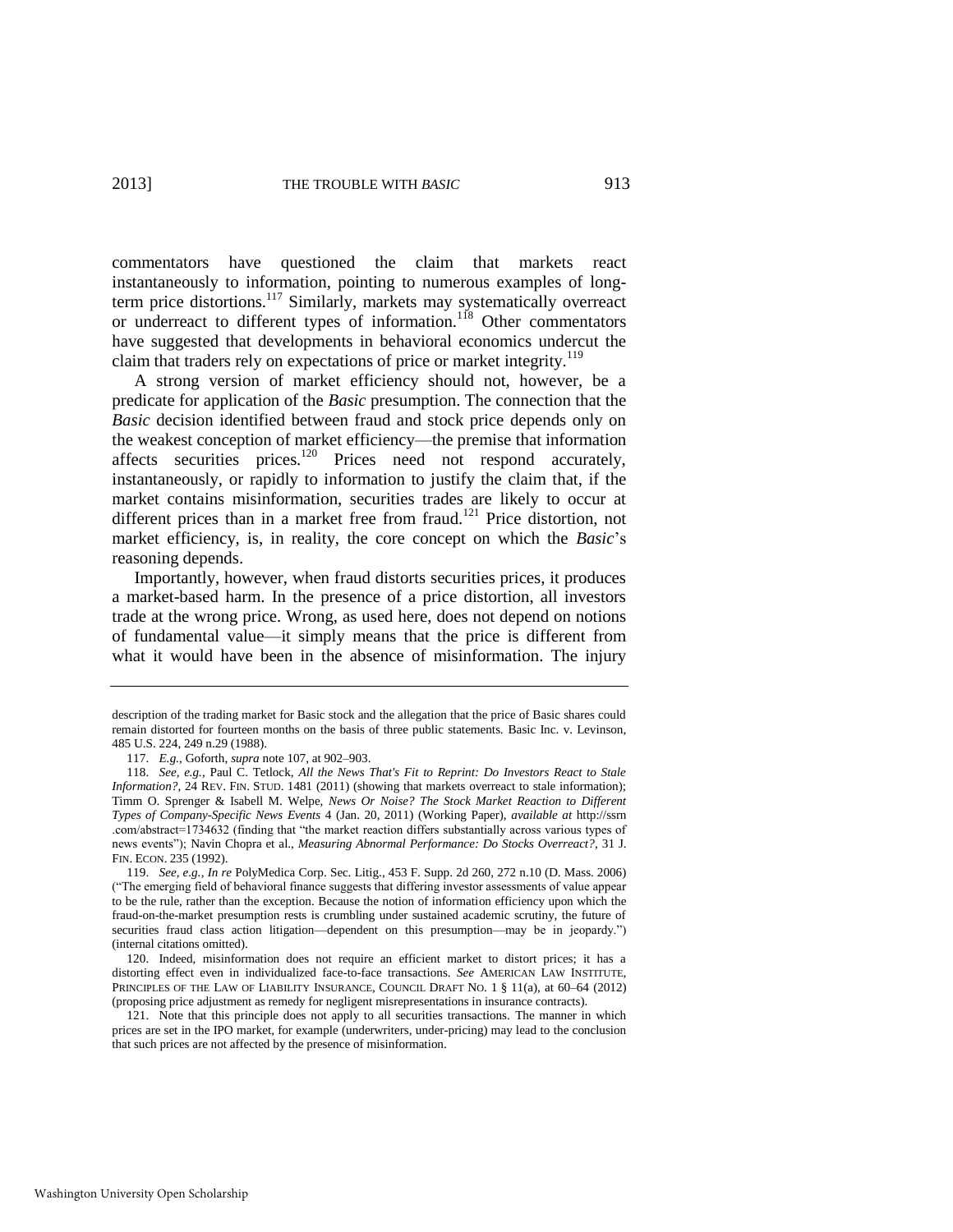commentators have questioned the claim that markets react instantaneously to information, pointing to numerous examples of long-term price distortions.[117] Similarly, markets may systematically overreact or underreact to different types of information.[118] Other commentators have suggested that developments in behavioral economics undercut the claim that traders rely on expectations of price or market integrity.[119]

A strong version of market efficiency should not, however, be a predicate for application of the *Basic* presumption. The connection that the *Basic* decision identified between fraud and stock price depends only on the weakest conception of market efficiency—the premise that information affects securities prices.[120] Prices need not respond accurately, instantaneously, or rapidly to information to justify the claim that, if the market contains misinformation, securities trades are likely to occur at different prices than in a market free from fraud.[121] Price distortion, not market efficiency, is, in reality, the core concept on which the *Basic*'s reasoning depends.

Importantly, however, when fraud distorts securities prices, it produces a market-based harm. In the presence of a price distortion, all investors trade at the wrong price. Wrong, as used here, does not depend on notions of fundamental value—it simply means that the price is different from what it would have been in the absence of misinformation. The injury

---

description of the trading market for Basic stock and the allegation that the price of Basic shares could remain distorted for fourteen months on the basis of three public statements. Basic Inc. v. Levinson, 485 U.S. 224, 249 n.29 (1988).

117. *E.g.*, Goforth, *supra* note 107, at 902–903.

118. *See, e.g.*, Paul C. Tetlock, *All the News That's Fit to Reprint: Do Investors React to Stale Information?*, 24 REV. FIN. STUD. 1481 (2011) (showing that markets overreact to stale information); Timm O. Sprenger & Isabell M. Welpe, *News Or Noise? The Stock Market Reaction to Different Types of Company-Specific News Events* 4 (Jan. 20, 2011) (Working Paper), *available at* http://ssrn.com/abstract=1734632 (finding that "the market reaction differs substantially across various types of news events"); Navin Chopra et al., *Measuring Abnormal Performance: Do Stocks Overreact?*, 31 J. FIN. ECON. 235 (1992).

119. *See, e.g.*, *In re* PolyMedica Corp. Sec. Litig., 453 F. Supp. 2d 260, 272 n.10 (D. Mass. 2006) ("The emerging field of behavioral finance suggests that differing investor assessments of value appear to be the rule, rather than the exception. Because the notion of information efficiency upon which the fraud-on-the-market presumption rests is crumbling under sustained academic scrutiny, the future of securities fraud class action litigation—dependent on this presumption—may be in jeopardy.") (internal citations omitted).

120. Indeed, misinformation does not require an efficient market to distort prices; it has a distorting effect even in individualized face-to-face transactions. *See* AMERICAN LAW INSTITUTE, PRINCIPLES OF THE LAW OF LIABILITY INSURANCE, COUNCIL DRAFT NO. 1 § 11(a), at 60–64 (2012) (proposing price adjustment as remedy for negligent misrepresentations in insurance contracts).

121. Note that this principle does not apply to all securities transactions. The manner in which prices are set in the IPO market, for example (underwriters, under-pricing) may lead to the conclusion that such prices are not affected by the presence of misinformation.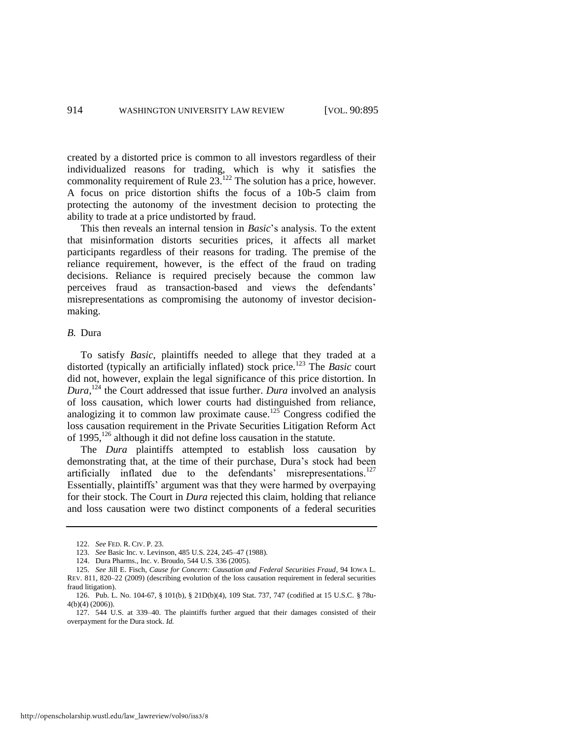created by a distorted price is common to all investors regardless of their individualized reasons for trading, which is why it satisfies the commonality requirement of Rule 23.[122] The solution has a price, however. A focus on price distortion shifts the focus of a 10b-5 claim from protecting the autonomy of the investment decision to protecting the ability to trade at a price undistorted by fraud.

This then reveals an internal tension in *Basic*'s analysis. To the extent that misinformation distorts securities prices, it affects all market participants regardless of their reasons for trading. The premise of the reliance requirement, however, is the effect of the fraud on trading decisions. Reliance is required precisely because the common law perceives fraud as transaction-based and views the defendants' misrepresentations as compromising the autonomy of investor decision-making.

### *B.* Dura

To satisfy *Basic*, plaintiffs needed to allege that they traded at a distorted (typically an artificially inflated) stock price.[123] The *Basic* court did not, however, explain the legal significance of this price distortion. In *Dura*,[124] the Court addressed that issue further. *Dura* involved an analysis of loss causation, which lower courts had distinguished from reliance, analogizing it to common law proximate cause.[125] Congress codified the loss causation requirement in the Private Securities Litigation Reform Act of 1995,[126] although it did not define loss causation in the statute.

The *Dura* plaintiffs attempted to establish loss causation by demonstrating that, at the time of their purchase, Dura's stock had been artificially inflated due to the defendants' misrepresentations.[127] Essentially, plaintiffs' argument was that they were harmed by overpaying for their stock. The Court in *Dura* rejected this claim, holding that reliance and loss causation were two distinct components of a federal securities

---

122. *See* FED. R. CIV. P. 23.

123. *See* Basic Inc. v. Levinson, 485 U.S. 224, 245–47 (1988).

124. Dura Pharms., Inc. v. Broudo, 544 U.S. 336 (2005).

125. *See* Jill E. Fisch, *Cause for Concern: Causation and Federal Securities Fraud*, 94 IOWA L. REV. 811, 820–22 (2009) (describing evolution of the loss causation requirement in federal securities fraud litigation).

126. Pub. L. No. 104-67, § 101(b), § 21D(b)(4), 109 Stat. 737, 747 (codified at 15 U.S.C. § 78u-4(b)(4) (2006)).

127. 544 U.S. at 339–40. The plaintiffs further argued that their damages consisted of their overpayment for the Dura stock. *Id.*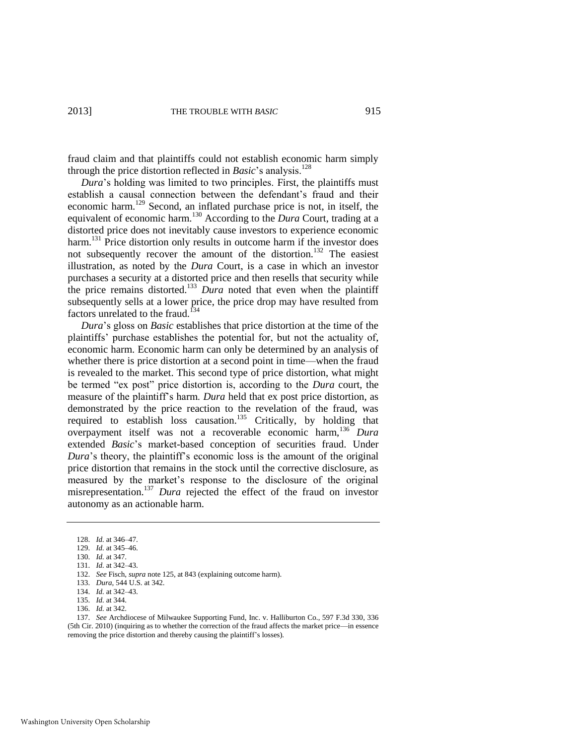fraud claim and that plaintiffs could not establish economic harm simply through the price distortion reflected in *Basic*'s analysis.[128]

*Dura*'s holding was limited to two principles. First, the plaintiffs must establish a causal connection between the defendant's fraud and their economic harm.[129] Second, an inflated purchase price is not, in itself, the equivalent of economic harm.[130] According to the *Dura* Court, trading at a distorted price does not inevitably cause investors to experience economic harm.[131] Price distortion only results in outcome harm if the investor does not subsequently recover the amount of the distortion.[132] The easiest illustration, as noted by the *Dura* Court, is a case in which an investor purchases a security at a distorted price and then resells that security while the price remains distorted.[133] *Dura* noted that even when the plaintiff subsequently sells at a lower price, the price drop may have resulted from factors unrelated to the fraud.[134]

*Dura*'s gloss on *Basic* establishes that price distortion at the time of the plaintiffs' purchase establishes the potential for, but not the actuality of, economic harm. Economic harm can only be determined by an analysis of whether there is price distortion at a second point in time—when the fraud is revealed to the market. This second type of price distortion, what might be termed "ex post" price distortion is, according to the *Dura* court, the measure of the plaintiff's harm. *Dura* held that ex post price distortion, as demonstrated by the price reaction to the revelation of the fraud, was required to establish loss causation.[135] Critically, by holding that overpayment itself was not a recoverable economic harm,[136] *Dura* extended *Basic*'s market-based conception of securities fraud. Under *Dura*'s theory, the plaintiff's economic loss is the amount of the original price distortion that remains in the stock until the corrective disclosure, as measured by the market's response to the disclosure of the original misrepresentation.[137] *Dura* rejected the effect of the fraud on investor autonomy as an actionable harm.

---

128. *Id.* at 346–47.

129. *Id.* at 345–46.

130. *Id.* at 347.

131. *Id.* at 342–43.

132. *See* Fisch, *supra* note 125, at 843 (explaining outcome harm).

133. *Dura*, 544 U.S. at 342.

134. *Id.* at 342–43.

135. *Id.* at 344.

136. *Id.* at 342.

137. *See* Archdiocese of Milwaukee Supporting Fund, Inc. v. Halliburton Co., 597 F.3d 330, 336 (5th Cir. 2010) (inquiring as to whether the correction of the fraud affects the market price—in essence removing the price distortion and thereby causing the plaintiff's losses).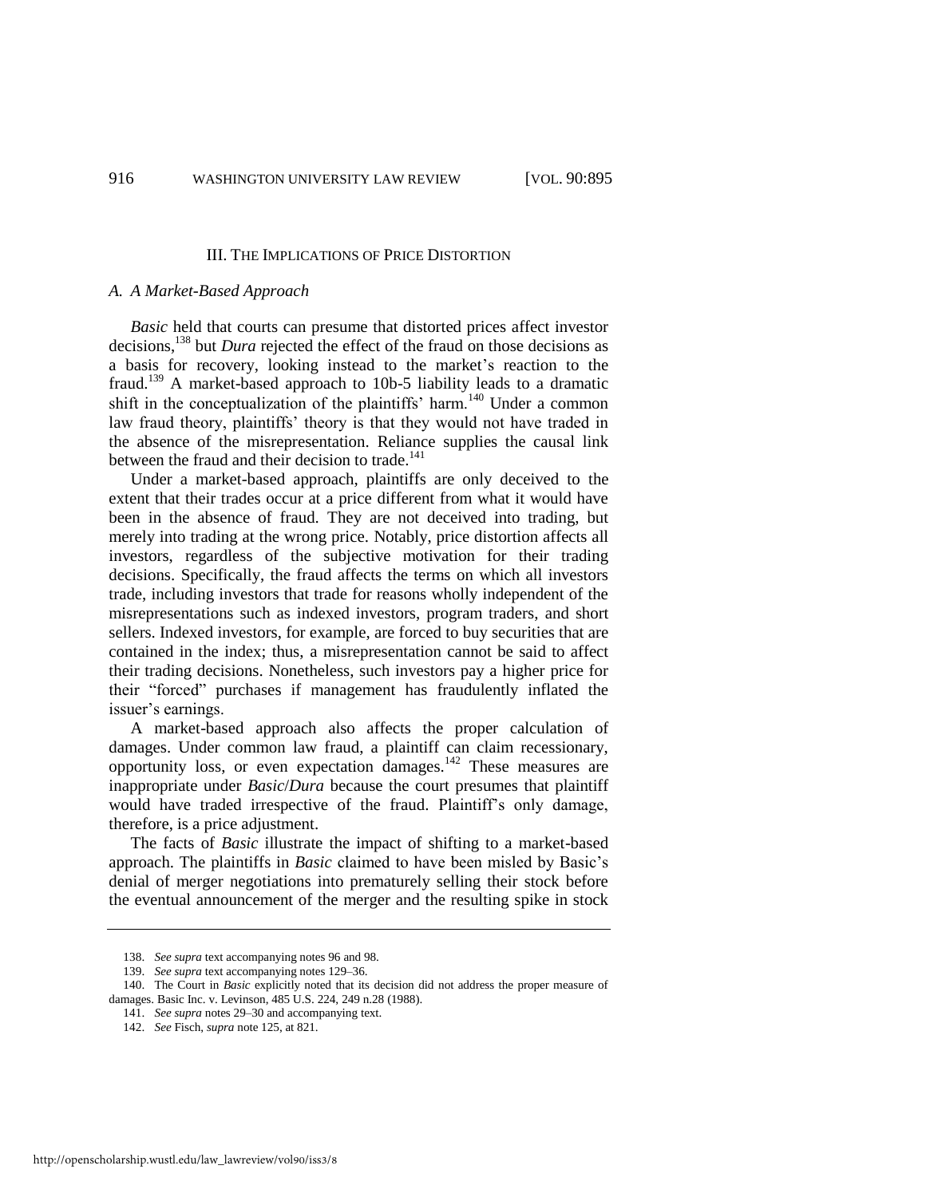## III. THE IMPLICATIONS OF PRICE DISTORTION

### *A. A Market-Based Approach*

*Basic* held that courts can presume that distorted prices affect investor decisions,[138] but *Dura* rejected the effect of the fraud on those decisions as a basis for recovery, looking instead to the market's reaction to the fraud.[139] A market-based approach to 10b-5 liability leads to a dramatic shift in the conceptualization of the plaintiffs' harm.[140] Under a common law fraud theory, plaintiffs' theory is that they would not have traded in the absence of the misrepresentation. Reliance supplies the causal link between the fraud and their decision to trade.[141]

Under a market-based approach, plaintiffs are only deceived to the extent that their trades occur at a price different from what it would have been in the absence of fraud. They are not deceived into trading, but merely into trading at the wrong price. Notably, price distortion affects all investors, regardless of the subjective motivation for their trading decisions. Specifically, the fraud affects the terms on which all investors trade, including investors that trade for reasons wholly independent of the misrepresentations such as indexed investors, program traders, and short sellers. Indexed investors, for example, are forced to buy securities that are contained in the index; thus, a misrepresentation cannot be said to affect their trading decisions. Nonetheless, such investors pay a higher price for their "forced" purchases if management has fraudulently inflated the issuer's earnings.

A market-based approach also affects the proper calculation of damages. Under common law fraud, a plaintiff can claim recessionary, opportunity loss, or even expectation damages.[142] These measures are inappropriate under *Basic*/*Dura* because the court presumes that plaintiff would have traded irrespective of the fraud. Plaintiff's only damage, therefore, is a price adjustment.

The facts of *Basic* illustrate the impact of shifting to a market-based approach. The plaintiffs in *Basic* claimed to have been misled by Basic's denial of merger negotiations into prematurely selling their stock before the eventual announcement of the merger and the resulting spike in stock

---

138. *See supra* text accompanying notes 96 and 98.

139. *See supra* text accompanying notes 129–36.

140. The Court in *Basic* explicitly noted that its decision did not address the proper measure of damages. Basic Inc. v. Levinson, 485 U.S. 224, 249 n.28 (1988).

141. *See supra* notes 29–30 and accompanying text.

142. *See* Fisch, *supra* note 125, at 821.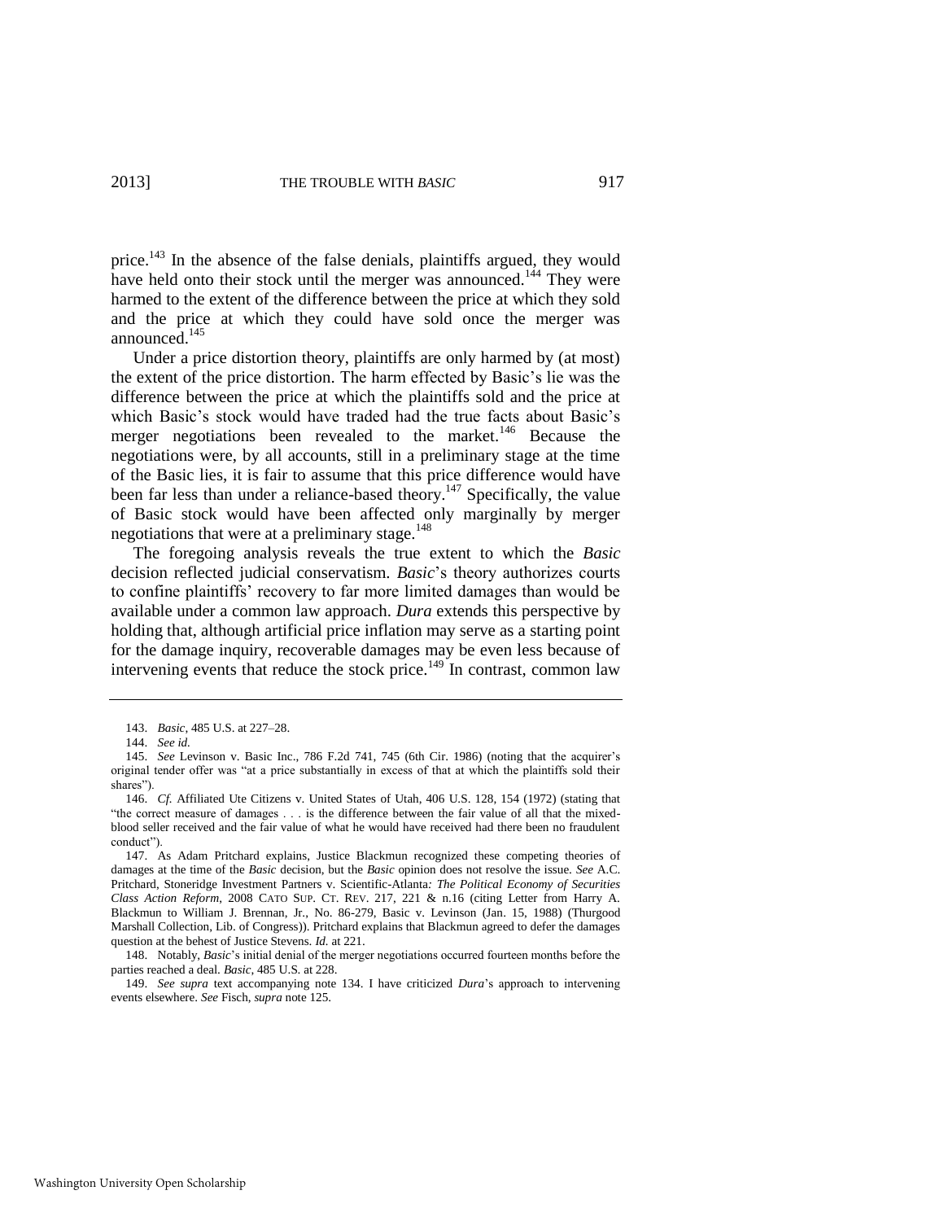price.[143] In the absence of the false denials, plaintiffs argued, they would have held onto their stock until the merger was announced.[144] They were harmed to the extent of the difference between the price at which they sold and the price at which they could have sold once the merger was announced.[145]

Under a price distortion theory, plaintiffs are only harmed by (at most) the extent of the price distortion. The harm effected by Basic's lie was the difference between the price at which the plaintiffs sold and the price at which Basic's stock would have traded had the true facts about Basic's merger negotiations been revealed to the market.[146] Because the negotiations were, by all accounts, still in a preliminary stage at the time of the Basic lies, it is fair to assume that this price difference would have been far less than under a reliance-based theory.[147] Specifically, the value of Basic stock would have been affected only marginally by merger negotiations that were at a preliminary stage.[148]

The foregoing analysis reveals the true extent to which the *Basic* decision reflected judicial conservatism. *Basic*'s theory authorizes courts to confine plaintiffs' recovery to far more limited damages than would be available under a common law approach. *Dura* extends this perspective by holding that, although artificial price inflation may serve as a starting point for the damage inquiry, recoverable damages may be even less because of intervening events that reduce the stock price.[149] In contrast, common law

---

143. *Basic*, 485 U.S. at 227–28.

144. *See id.*

145. *See* Levinson v. Basic Inc., 786 F.2d 741, 745 (6th Cir. 1986) (noting that the acquirer's original tender offer was "at a price substantially in excess of that at which the plaintiffs sold their shares").

146. *Cf.* Affiliated Ute Citizens v. United States of Utah, 406 U.S. 128, 154 (1972) (stating that "the correct measure of damages . . . is the difference between the fair value of all that the mixed-blood seller received and the fair value of what he would have received had there been no fraudulent conduct").

147. As Adam Pritchard explains, Justice Blackmun recognized these competing theories of damages at the time of the *Basic* decision, but the *Basic* opinion does not resolve the issue. *See* A.C. Pritchard, Stoneridge Investment Partners v. Scientific-Atlanta*: The Political Economy of Securities Class Action Reform*, 2008 CATO SUP. CT. REV. 217, 221 & n.16 (citing Letter from Harry A. Blackmun to William J. Brennan, Jr., No. 86-279, Basic v. Levinson (Jan. 15, 1988) (Thurgood Marshall Collection, Lib. of Congress)). Pritchard explains that Blackmun agreed to defer the damages question at the behest of Justice Stevens. *Id.* at 221.

148. Notably, *Basic*'s initial denial of the merger negotiations occurred fourteen months before the parties reached a deal. *Basic*, 485 U.S. at 228.

149. *See supra* text accompanying note 134. I have criticized *Dura*'s approach to intervening events elsewhere. *See* Fisch, *supra* note 125.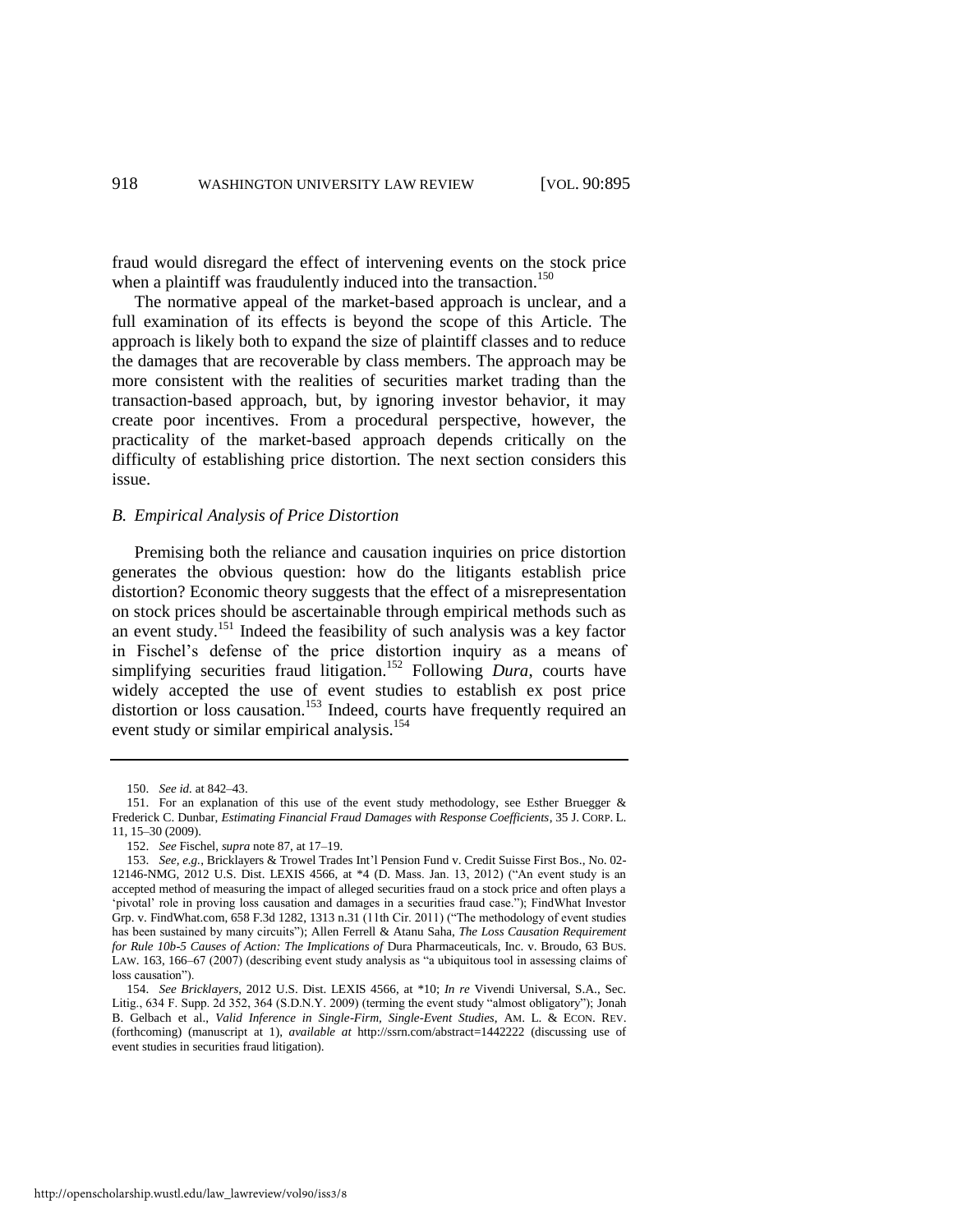fraud would disregard the effect of intervening events on the stock price when a plaintiff was fraudulently induced into the transaction.[150]

The normative appeal of the market-based approach is unclear, and a full examination of its effects is beyond the scope of this Article. The approach is likely both to expand the size of plaintiff classes and to reduce the damages that are recoverable by class members. The approach may be more consistent with the realities of securities market trading than the transaction-based approach, but, by ignoring investor behavior, it may create poor incentives. From a procedural perspective, however, the practicality of the market-based approach depends critically on the difficulty of establishing price distortion. The next section considers this issue.

### *B. Empirical Analysis of Price Distortion*

Premising both the reliance and causation inquiries on price distortion generates the obvious question: how do the litigants establish price distortion? Economic theory suggests that the effect of a misrepresentation on stock prices should be ascertainable through empirical methods such as an event study.[151] Indeed the feasibility of such analysis was a key factor in Fischel's defense of the price distortion inquiry as a means of simplifying securities fraud litigation.[152] Following *Dura*, courts have widely accepted the use of event studies to establish ex post price distortion or loss causation.[153] Indeed, courts have frequently required an event study or similar empirical analysis.[154]

---

150. *See id.* at 842–43.

151. For an explanation of this use of the event study methodology, see Esther Bruegger & Frederick C. Dunbar, *Estimating Financial Fraud Damages with Response Coefficients*, 35 J. CORP. L. 11, 15–30 (2009).

152. *See* Fischel, *supra* note 87, at 17–19.

153. *See, e.g.*, Bricklayers & Trowel Trades Int'l Pension Fund v. Credit Suisse First Bos., No. 02-12146-NMG, 2012 U.S. Dist. LEXIS 4566, at *4 (D. Mass. Jan. 13, 2012) ("An event study is an accepted method of measuring the impact of alleged securities fraud on a stock price and often plays a 'pivotal' role in proving loss causation and damages in a securities fraud case."); FindWhat Investor Grp. v. FindWhat.com, 658 F.3d 1282, 1313 n.31 (11th Cir. 2011) ("The methodology of event studies has been sustained by many circuits"); Allen Ferrell & Atanu Saha, *The Loss Causation Requirement for Rule 10b-5 Causes of Action: The Implications of* Dura Pharmaceuticals, Inc. v. Broudo, 63 BUS. LAW. 163, 166–67 (2007) (describing event study analysis as "a ubiquitous tool in assessing claims of loss causation").

154. *See Bricklayers*, 2012 U.S. Dist. LEXIS 4566, at *10; *In re* Vivendi Universal, S.A., Sec. Litig., 634 F. Supp. 2d 352, 364 (S.D.N.Y. 2009) (terming the event study "almost obligatory"); Jonah B. Gelbach et al., *Valid Inference in Single-Firm, Single-Event Studies*, AM. L. & ECON. REV. (forthcoming) (manuscript at 1), *available at* http://ssrn.com/abstract=1442222 (discussing use of event studies in securities fraud litigation).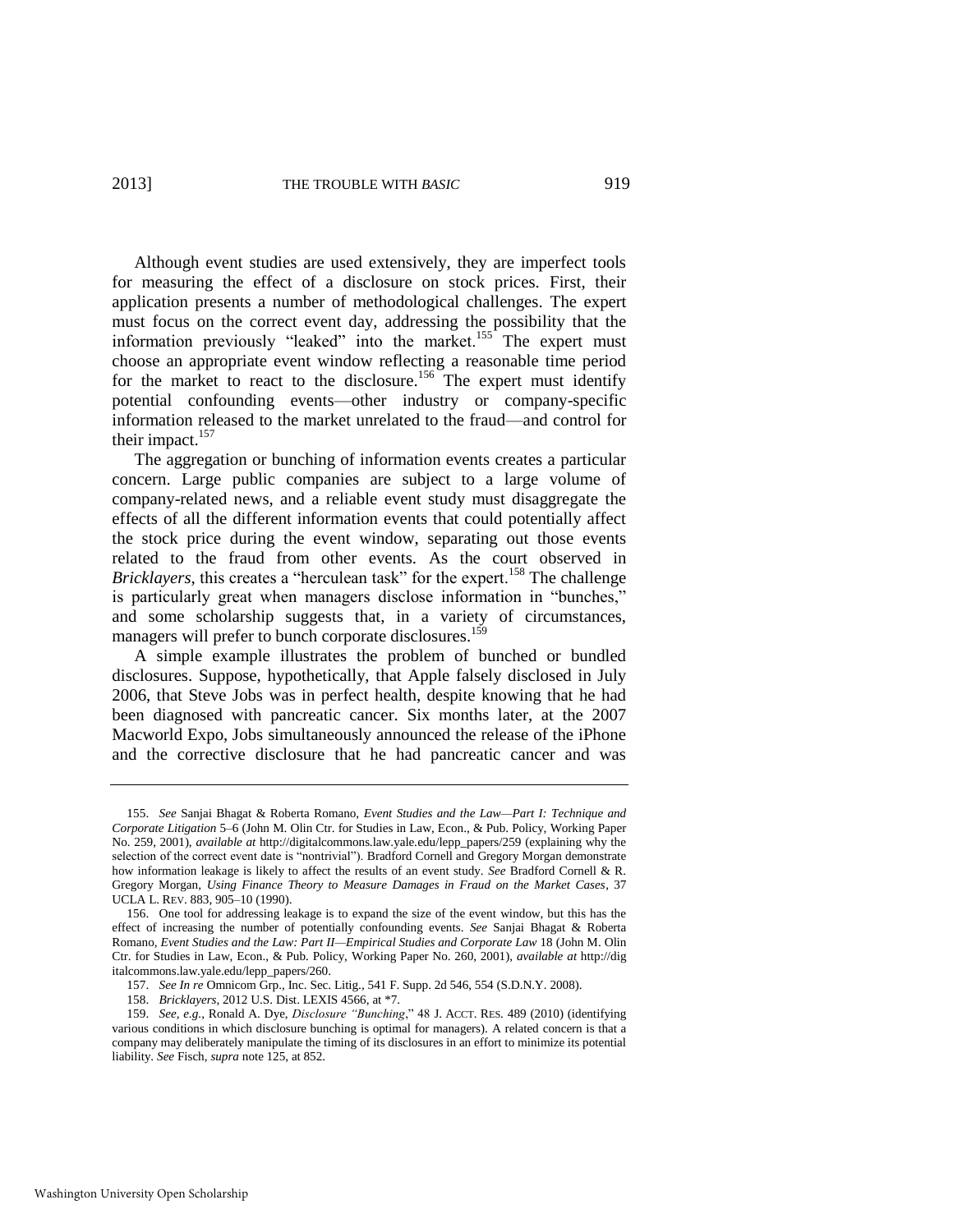Although event studies are used extensively, they are imperfect tools for measuring the effect of a disclosure on stock prices. First, their application presents a number of methodological challenges. The expert must focus on the correct event day, addressing the possibility that the information previously "leaked" into the market.[155] The expert must choose an appropriate event window reflecting a reasonable time period for the market to react to the disclosure.[156] The expert must identify potential confounding events—other industry or company-specific information released to the market unrelated to the fraud—and control for their impact.[157]

The aggregation or bunching of information events creates a particular concern. Large public companies are subject to a large volume of company-related news, and a reliable event study must disaggregate the effects of all the different information events that could potentially affect the stock price during the event window, separating out those events related to the fraud from other events. As the court observed in *Bricklayers*, this creates a "herculean task" for the expert.[158] The challenge is particularly great when managers disclose information in "bunches," and some scholarship suggests that, in a variety of circumstances, managers will prefer to bunch corporate disclosures.[159]

A simple example illustrates the problem of bunched or bundled disclosures. Suppose, hypothetically, that Apple falsely disclosed in July 2006, that Steve Jobs was in perfect health, despite knowing that he had been diagnosed with pancreatic cancer. Six months later, at the 2007 Macworld Expo, Jobs simultaneously announced the release of the iPhone and the corrective disclosure that he had pancreatic cancer and was

---

155. *See* Sanjai Bhagat & Roberta Romano, *Event Studies and the Law—Part I: Technique and Corporate Litigation* 5–6 (John M. Olin Ctr. for Studies in Law, Econ., & Pub. Policy, Working Paper No. 259, 2001), *available at* http://digitalcommons.law.yale.edu/lepp_papers/259 (explaining why the selection of the correct event date is "nontrivial"). Bradford Cornell and Gregory Morgan demonstrate how information leakage is likely to affect the results of an event study. *See* Bradford Cornell & R. Gregory Morgan, *Using Finance Theory to Measure Damages in Fraud on the Market Cases*, 37 UCLA L. REV. 883, 905–10 (1990).

156. One tool for addressing leakage is to expand the size of the event window, but this has the effect of increasing the number of potentially confounding events. *See* Sanjai Bhagat & Roberta Romano, *Event Studies and the Law: Part II—Empirical Studies and Corporate Law* 18 (John M. Olin Ctr. for Studies in Law, Econ., & Pub. Policy, Working Paper No. 260, 2001), *available at* http://digitalcommons.law.yale.edu/lepp_papers/260.

157. *See In re* Omnicom Grp., Inc. Sec. Litig., 541 F. Supp. 2d 546, 554 (S.D.N.Y. 2008).

158. *Bricklayers*, 2012 U.S. Dist. LEXIS 4566, at *7.

159. *See, e.g.*, Ronald A. Dye, *Disclosure "Bunching*," 48 J. ACCT. RES. 489 (2010) (identifying various conditions in which disclosure bunching is optimal for managers). A related concern is that a company may deliberately manipulate the timing of its disclosures in an effort to minimize its potential liability. *See* Fisch, *supra* note 125, at 852.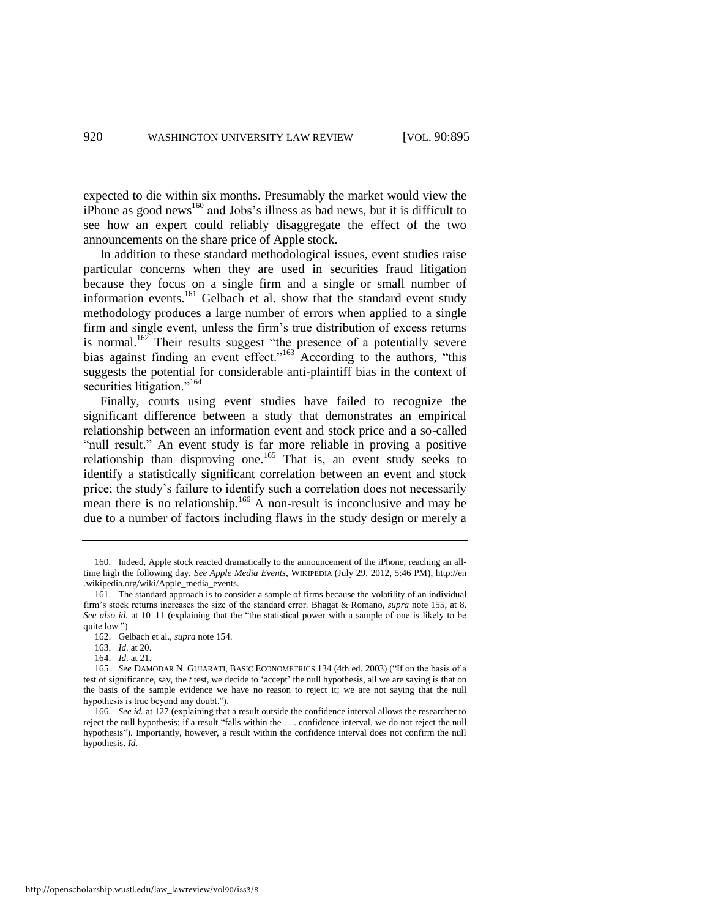expected to die within six months. Presumably the market would view the iPhone as good news[160] and Jobs's illness as bad news, but it is difficult to see how an expert could reliably disaggregate the effect of the two announcements on the share price of Apple stock.

In addition to these standard methodological issues, event studies raise particular concerns when they are used in securities fraud litigation because they focus on a single firm and a single or small number of information events.[161] Gelbach et al. show that the standard event study methodology produces a large number of errors when applied to a single firm and single event, unless the firm's true distribution of excess returns is normal.[162] Their results suggest "the presence of a potentially severe bias against finding an event effect."[163] According to the authors, "this suggests the potential for considerable anti-plaintiff bias in the context of securities litigation."[164]

Finally, courts using event studies have failed to recognize the significant difference between a study that demonstrates an empirical relationship between an information event and stock price and a so-called "null result." An event study is far more reliable in proving a positive relationship than disproving one.[165] That is, an event study seeks to identify a statistically significant correlation between an event and stock price; the study's failure to identify such a correlation does not necessarily mean there is no relationship.[166] A non-result is inconclusive and may be due to a number of factors including flaws in the study design or merely a

---

160. Indeed, Apple stock reacted dramatically to the announcement of the iPhone, reaching an all-time high the following day. *See Apple Media Events*, WIKIPEDIA (July 29, 2012, 5:46 PM), http://en.wikipedia.org/wiki/Apple_media_events.

161. The standard approach is to consider a sample of firms because the volatility of an individual firm's stock returns increases the size of the standard error. Bhagat & Romano, *supra* note 155, at 8. *See also id.* at 10–11 (explaining that the "the statistical power with a sample of one is likely to be quite low.").

162. Gelbach et al., *supra* note 154.

163. *Id.* at 20.

164. *Id.* at 21.

165. *See* DAMODAR N. GUJARATI, BASIC ECONOMETRICS 134 (4th ed. 2003) ("If on the basis of a test of significance, say, the *t* test, we decide to 'accept' the null hypothesis, all we are saying is that on the basis of the sample evidence we have no reason to reject it; we are not saying that the null hypothesis is true beyond any doubt.").

166. *See id.* at 127 (explaining that a result outside the confidence interval allows the researcher to reject the null hypothesis; if a result "falls within the . . . confidence interval, we do not reject the null hypothesis"). Importantly, however, a result within the confidence interval does not confirm the null hypothesis. *Id.*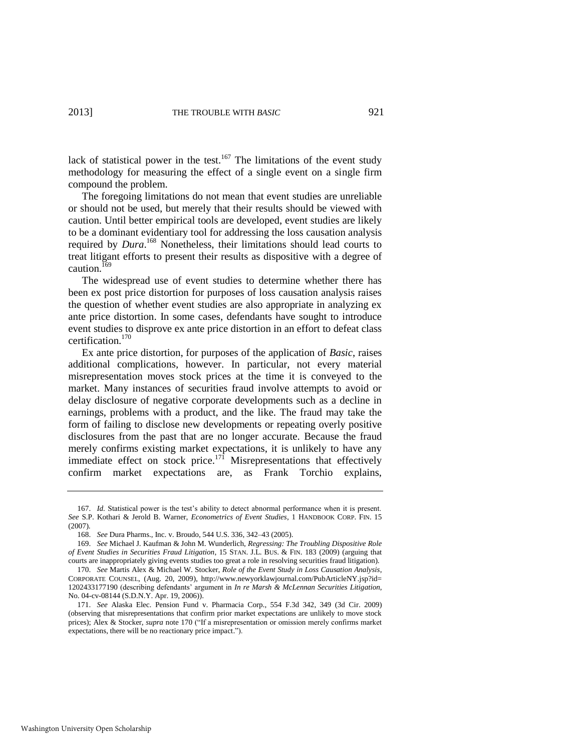lack of statistical power in the test.[167] The limitations of the event study methodology for measuring the effect of a single event on a single firm compound the problem.

The foregoing limitations do not mean that event studies are unreliable or should not be used, but merely that their results should be viewed with caution. Until better empirical tools are developed, event studies are likely to be a dominant evidentiary tool for addressing the loss causation analysis required by *Dura*.[168] Nonetheless, their limitations should lead courts to treat litigant efforts to present their results as dispositive with a degree of caution.[169]

The widespread use of event studies to determine whether there has been ex post price distortion for purposes of loss causation analysis raises the question of whether event studies are also appropriate in analyzing ex ante price distortion. In some cases, defendants have sought to introduce event studies to disprove ex ante price distortion in an effort to defeat class certification.[170]

Ex ante price distortion, for purposes of the application of *Basic*, raises additional complications, however. In particular, not every material misrepresentation moves stock prices at the time it is conveyed to the market. Many instances of securities fraud involve attempts to avoid or delay disclosure of negative corporate developments such as a decline in earnings, problems with a product, and the like. The fraud may take the form of failing to disclose new developments or repeating overly positive disclosures from the past that are no longer accurate. Because the fraud merely confirms existing market expectations, it is unlikely to have any immediate effect on stock price.[171] Misrepresentations that effectively confirm market expectations are, as Frank Torchio explains,

---

167. *Id.* Statistical power is the test's ability to detect abnormal performance when it is present. *See* S.P. Kothari & Jerold B. Warner, *Econometrics of Event Studies*, 1 HANDBOOK CORP. FIN. 15 (2007).

168. *See* Dura Pharms., Inc. v. Broudo, 544 U.S. 336, 342–43 (2005).

169. *See* Michael J. Kaufman & John M. Wunderlich, *Regressing: The Troubling Dispositive Role of Event Studies in Securities Fraud Litigation*, 15 STAN. J.L. BUS. & FIN. 183 (2009) (arguing that courts are inappropriately giving events studies too great a role in resolving securities fraud litigation).

170. *See* Martis Alex & Michael W. Stocker, *Role of the Event Study in Loss Causation Analysis*, CORPORATE COUNSEL, (Aug. 20, 2009), http://www.newyorklawjournal.com/PubArticleNY.jsp?id=1202433177190 (describing defendants' argument in *In re Marsh & McLennan Securities Litigation*, No. 04-cv-08144 (S.D.N.Y. Apr. 19, 2006)).

171. *See* Alaska Elec. Pension Fund v. Pharmacia Corp., 554 F.3d 342, 349 (3d Cir. 2009) (observing that misrepresentations that confirm prior market expectations are unlikely to move stock prices); Alex & Stocker, *supra* note 170 ("If a misrepresentation or omission merely confirms market expectations, there will be no reactionary price impact.").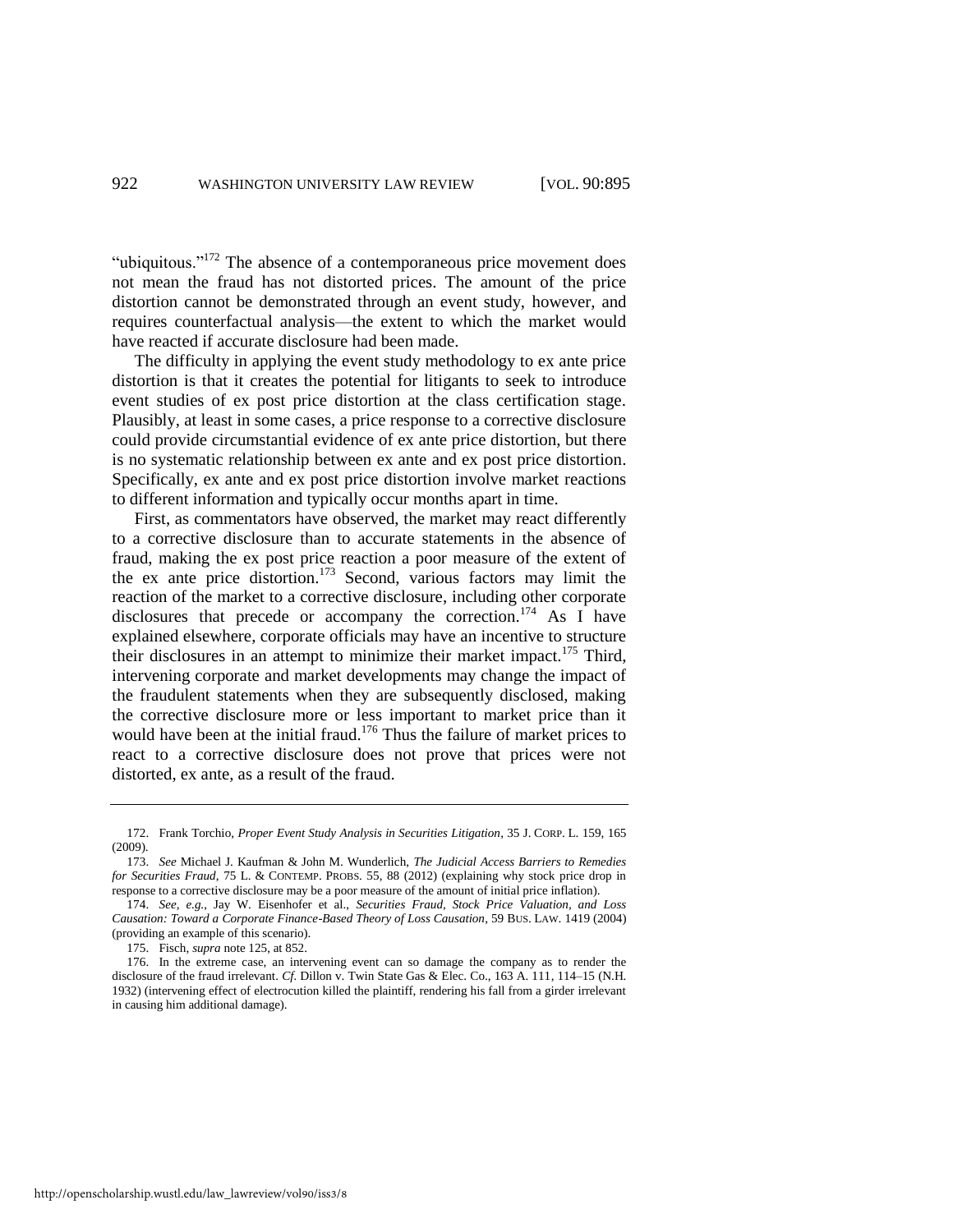"ubiquitous."[172] The absence of a contemporaneous price movement does not mean the fraud has not distorted prices. The amount of the price distortion cannot be demonstrated through an event study, however, and requires counterfactual analysis—the extent to which the market would have reacted if accurate disclosure had been made.

The difficulty in applying the event study methodology to ex ante price distortion is that it creates the potential for litigants to seek to introduce event studies of ex post price distortion at the class certification stage. Plausibly, at least in some cases, a price response to a corrective disclosure could provide circumstantial evidence of ex ante price distortion, but there is no systematic relationship between ex ante and ex post price distortion. Specifically, ex ante and ex post price distortion involve market reactions to different information and typically occur months apart in time.

First, as commentators have observed, the market may react differently to a corrective disclosure than to accurate statements in the absence of fraud, making the ex post price reaction a poor measure of the extent of the ex ante price distortion.[173] Second, various factors may limit the reaction of the market to a corrective disclosure, including other corporate disclosures that precede or accompany the correction.[174] As I have explained elsewhere, corporate officials may have an incentive to structure their disclosures in an attempt to minimize their market impact.[175] Third, intervening corporate and market developments may change the impact of the fraudulent statements when they are subsequently disclosed, making the corrective disclosure more or less important to market price than it would have been at the initial fraud.[176] Thus the failure of market prices to react to a corrective disclosure does not prove that prices were not distorted, ex ante, as a result of the fraud.

---

172. Frank Torchio, *Proper Event Study Analysis in Securities Litigation*, 35 J. CORP. L. 159, 165 (2009).

173. *See* Michael J. Kaufman & John M. Wunderlich, *The Judicial Access Barriers to Remedies for Securities Fraud*, 75 L. & CONTEMP. PROBS. 55, 88 (2012) (explaining why stock price drop in response to a corrective disclosure may be a poor measure of the amount of initial price inflation).

174. *See, e.g.*, Jay W. Eisenhofer et al., *Securities Fraud, Stock Price Valuation, and Loss Causation: Toward a Corporate Finance-Based Theory of Loss Causation*, 59 BUS. LAW. 1419 (2004) (providing an example of this scenario).

175. Fisch, *supra* note 125, at 852.

176. In the extreme case, an intervening event can so damage the company as to render the disclosure of the fraud irrelevant. *Cf.* Dillon v. Twin State Gas & Elec. Co., 163 A. 111, 114–15 (N.H. 1932) (intervening effect of electrocution killed the plaintiff, rendering his fall from a girder irrelevant in causing him additional damage).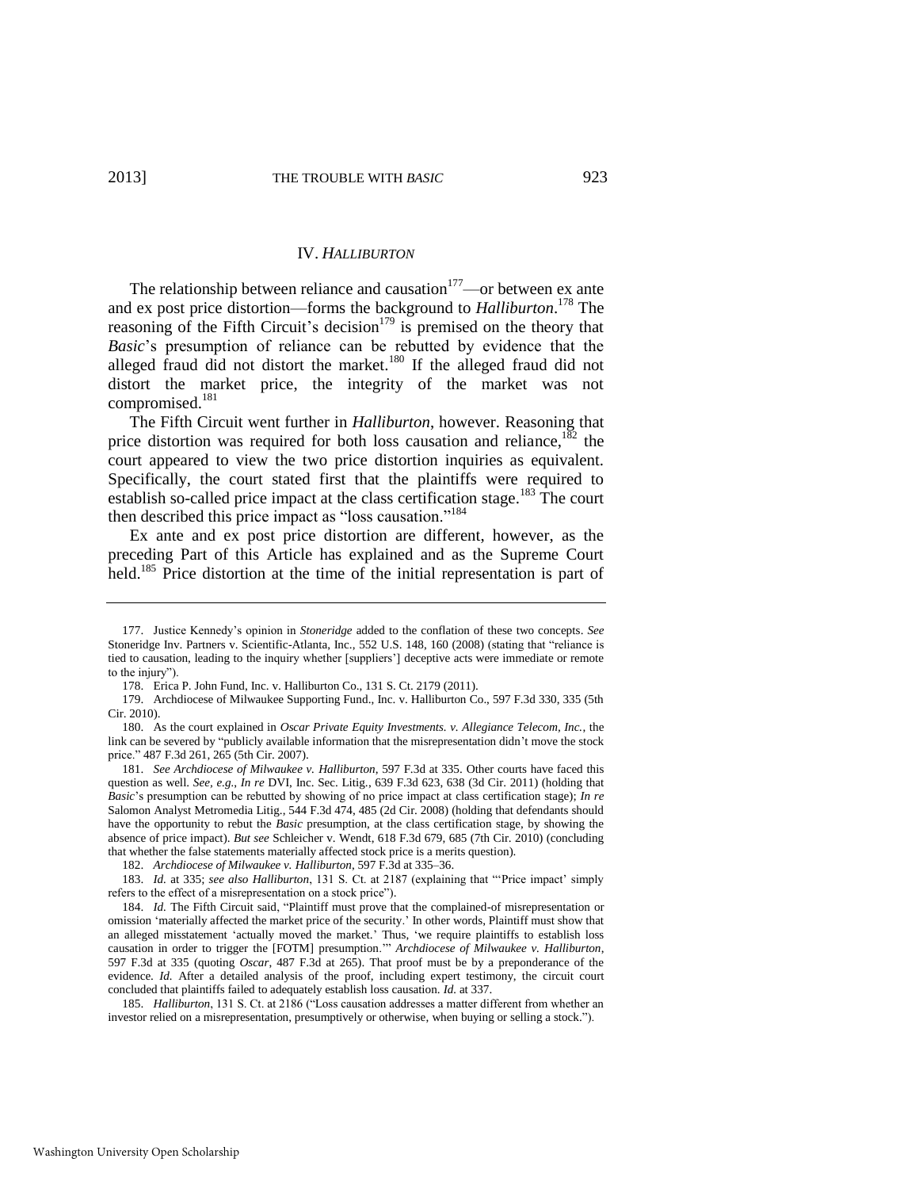## IV. *HALLIBURTON*

The relationship between reliance and causation[177]—or between ex ante and ex post price distortion—forms the background to *Halliburton*.[178] The reasoning of the Fifth Circuit's decision[179] is premised on the theory that *Basic*'s presumption of reliance can be rebutted by evidence that the alleged fraud did not distort the market.[180] If the alleged fraud did not distort the market price, the integrity of the market was not compromised.[181]

The Fifth Circuit went further in *Halliburton*, however. Reasoning that price distortion was required for both loss causation and reliance,[182] the court appeared to view the two price distortion inquiries as equivalent. Specifically, the court stated first that the plaintiffs were required to establish so-called price impact at the class certification stage.[183] The court then described this price impact as "loss causation."[184]

Ex ante and ex post price distortion are different, however, as the preceding Part of this Article has explained and as the Supreme Court held.[185] Price distortion at the time of the initial representation is part of

---

177. Justice Kennedy's opinion in *Stoneridge* added to the conflation of these two concepts. *See* Stoneridge Inv. Partners v. Scientific-Atlanta, Inc., 552 U.S. 148, 160 (2008) (stating that "reliance is tied to causation, leading to the inquiry whether [suppliers'] deceptive acts were immediate or remote to the injury").

178. Erica P. John Fund, Inc. v. Halliburton Co., 131 S. Ct. 2179 (2011).

179. Archdiocese of Milwaukee Supporting Fund., Inc. v. Halliburton Co., 597 F.3d 330, 335 (5th Cir. 2010).

180. As the court explained in *Oscar Private Equity Investments. v. Allegiance Telecom, Inc.*, the link can be severed by "publicly available information that the misrepresentation didn't move the stock price." 487 F.3d 261, 265 (5th Cir. 2007).

181. *See Archdiocese of Milwaukee v. Halliburton*, 597 F.3d at 335. Other courts have faced this question as well. *See, e.g.*, *In re* DVI, Inc. Sec. Litig., 639 F.3d 623, 638 (3d Cir. 2011) (holding that *Basic*'s presumption can be rebutted by showing of no price impact at class certification stage); *In re* Salomon Analyst Metromedia Litig., 544 F.3d 474, 485 (2d Cir. 2008) (holding that defendants should have the opportunity to rebut the *Basic* presumption, at the class certification stage, by showing the absence of price impact). *But see* Schleicher v. Wendt, 618 F.3d 679, 685 (7th Cir. 2010) (concluding that whether the false statements materially affected stock price is a merits question).

182. *Archdiocese of Milwaukee v. Halliburton*, 597 F.3d at 335–36.

183. *Id.* at 335; *see also Halliburton*, 131 S. Ct. at 2187 (explaining that "'Price impact' simply refers to the effect of a misrepresentation on a stock price").

184. *Id.* The Fifth Circuit said, "Plaintiff must prove that the complained-of misrepresentation or omission 'materially affected the market price of the security.' In other words, Plaintiff must show that an alleged misstatement 'actually moved the market.' Thus, 'we require plaintiffs to establish loss causation in order to trigger the [FOTM] presumption.'" *Archdiocese of Milwaukee v. Halliburton*, 597 F.3d at 335 (quoting *Oscar*, 487 F.3d at 265). That proof must be by a preponderance of the evidence. *Id.* After a detailed analysis of the proof, including expert testimony, the circuit court concluded that plaintiffs failed to adequately establish loss causation. *Id.* at 337.

185. *Halliburton*, 131 S. Ct. at 2186 ("Loss causation addresses a matter different from whether an investor relied on a misrepresentation, presumptively or otherwise, when buying or selling a stock.").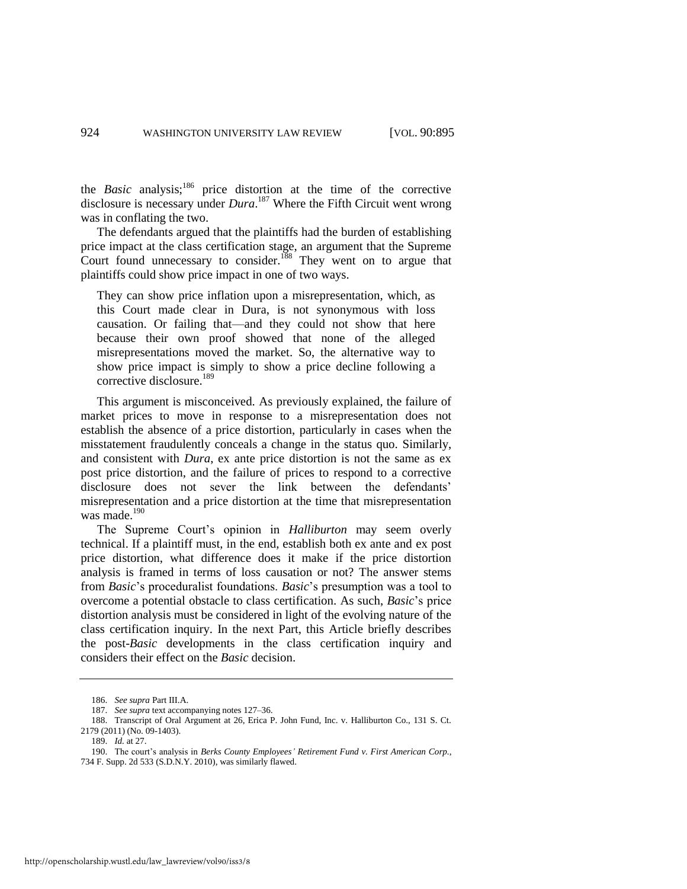the *Basic* analysis;[186] price distortion at the time of the corrective disclosure is necessary under *Dura*.[187] Where the Fifth Circuit went wrong was in conflating the two.

The defendants argued that the plaintiffs had the burden of establishing price impact at the class certification stage, an argument that the Supreme Court found unnecessary to consider.[188] They went on to argue that plaintiffs could show price impact in one of two ways.

> They can show price inflation upon a misrepresentation, which, as this Court made clear in Dura, is not synonymous with loss causation. Or failing that—and they could not show that here because their own proof showed that none of the alleged misrepresentations moved the market. So, the alternative way to show price impact is simply to show a price decline following a corrective disclosure.[189]

This argument is misconceived. As previously explained, the failure of market prices to move in response to a misrepresentation does not establish the absence of a price distortion, particularly in cases when the misstatement fraudulently conceals a change in the status quo. Similarly, and consistent with *Dura*, ex ante price distortion is not the same as ex post price distortion, and the failure of prices to respond to a corrective disclosure does not sever the link between the defendants' misrepresentation and a price distortion at the time that misrepresentation was made.[190]

The Supreme Court's opinion in *Halliburton* may seem overly technical. If a plaintiff must, in the end, establish both ex ante and ex post price distortion, what difference does it make if the price distortion analysis is framed in terms of loss causation or not? The answer stems from *Basic*'s proceduralist foundations. *Basic*'s presumption was a tool to overcome a potential obstacle to class certification. As such, *Basic*'s price distortion analysis must be considered in light of the evolving nature of the class certification inquiry. In the next Part, this Article briefly describes the post-*Basic* developments in the class certification inquiry and considers their effect on the *Basic* decision.

---

186. *See supra* Part III.A.

187. *See supra* text accompanying notes 127–36.

188. Transcript of Oral Argument at 26, Erica P. John Fund, Inc. v. Halliburton Co., 131 S. Ct. 2179 (2011) (No. 09-1403).

189. *Id.* at 27.

190. The court's analysis in *Berks County Employees' Retirement Fund v. First American Corp.*, 734 F. Supp. 2d 533 (S.D.N.Y. 2010), was similarly flawed.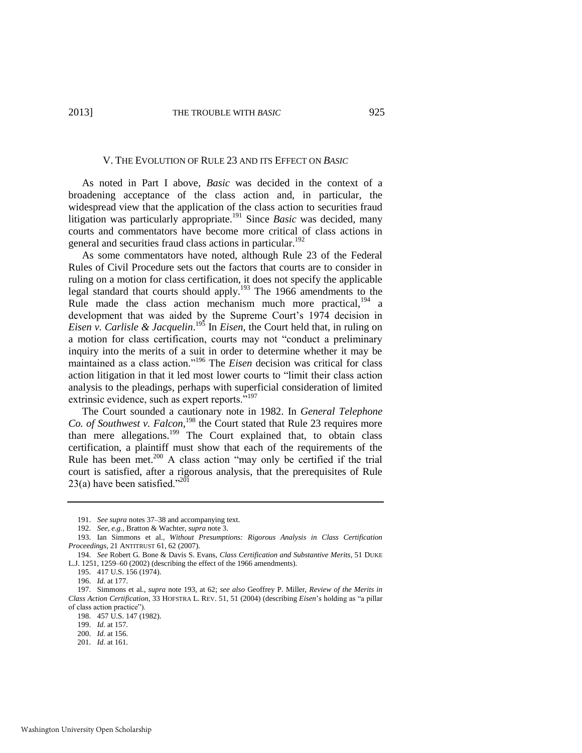## V. THE EVOLUTION OF RULE 23 AND ITS EFFECT ON *BASIC*

As noted in Part I above, *Basic* was decided in the context of a broadening acceptance of the class action and, in particular, the widespread view that the application of the class action to securities fraud litigation was particularly appropriate.[191] Since *Basic* was decided, many courts and commentators have become more critical of class actions in general and securities fraud class actions in particular.[192]

As some commentators have noted, although Rule 23 of the Federal Rules of Civil Procedure sets out the factors that courts are to consider in ruling on a motion for class certification, it does not specify the applicable legal standard that courts should apply.[193] The 1966 amendments to the Rule made the class action mechanism much more practical,[194] a development that was aided by the Supreme Court's 1974 decision in *Eisen v. Carlisle & Jacquelin*.[195] In *Eisen*, the Court held that, in ruling on a motion for class certification, courts may not "conduct a preliminary inquiry into the merits of a suit in order to determine whether it may be maintained as a class action."[196] The *Eisen* decision was critical for class action litigation in that it led most lower courts to "limit their class action analysis to the pleadings, perhaps with superficial consideration of limited extrinsic evidence, such as expert reports."[197]

The Court sounded a cautionary note in 1982. In *General Telephone Co. of Southwest v. Falcon*,[198] the Court stated that Rule 23 requires more than mere allegations.[199] The Court explained that, to obtain class certification, a plaintiff must show that each of the requirements of the Rule has been met.[200] A class action "may only be certified if the trial court is satisfied, after a rigorous analysis, that the prerequisites of Rule 23(a) have been satisfied."[201]

---

191. *See supra* notes 37–38 and accompanying text.

192. *See, e.g.*, Bratton & Wachter, *supra* note 3.

193. Ian Simmons et al., *Without Presumptions: Rigorous Analysis in Class Certification Proceedings*, 21 ANTITRUST 61, 62 (2007).

194. *See* Robert G. Bone & Davis S. Evans, *Class Certification and Substantive Merits*, 51 DUKE L.J. 1251, 1259–60 (2002) (describing the effect of the 1966 amendments).

195. 417 U.S. 156 (1974).

196. *Id.* at 177.

197. Simmons et al., *supra* note 193, at 62; *see also* Geoffrey P. Miller, *Review of the Merits in Class Action Certification*, 33 HOFSTRA L. REV. 51, 51 (2004) (describing *Eisen*'s holding as "a pillar of class action practice").

198. 457 U.S. 147 (1982).

199. *Id.* at 157.

200. *Id.* at 156.

201. *Id.* at 161.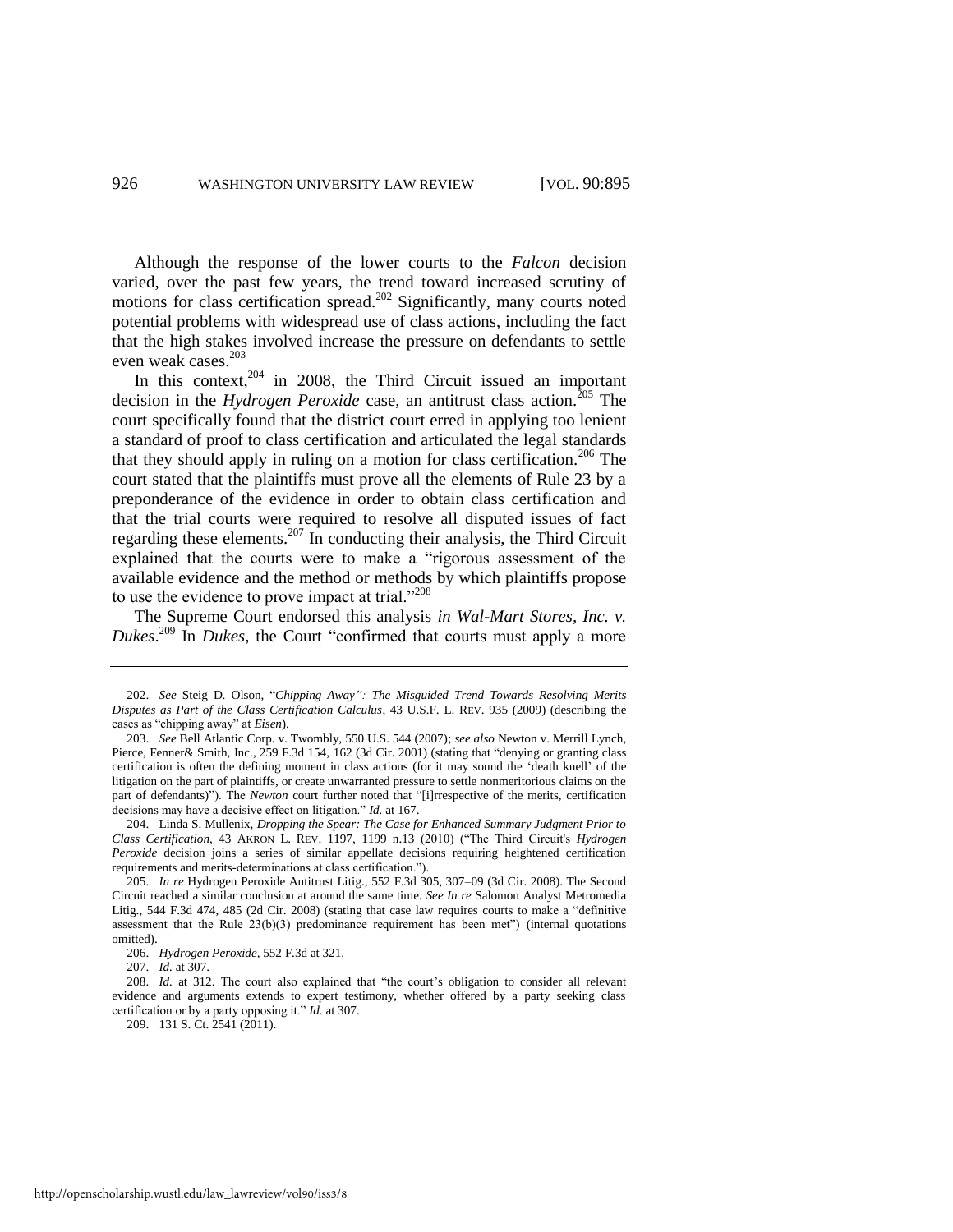Although the response of the lower courts to the *Falcon* decision varied, over the past few years, the trend toward increased scrutiny of motions for class certification spread.[202] Significantly, many courts noted potential problems with widespread use of class actions, including the fact that the high stakes involved increase the pressure on defendants to settle even weak cases.[203]

In this context,[204] in 2008, the Third Circuit issued an important decision in the *Hydrogen Peroxide* case, an antitrust class action.[205] The court specifically found that the district court erred in applying too lenient a standard of proof to class certification and articulated the legal standards that they should apply in ruling on a motion for class certification.[206] The court stated that the plaintiffs must prove all the elements of Rule 23 by a preponderance of the evidence in order to obtain class certification and that the trial courts were required to resolve all disputed issues of fact regarding these elements.[207] In conducting their analysis, the Third Circuit explained that the courts were to make a "rigorous assessment of the available evidence and the method or methods by which plaintiffs propose to use the evidence to prove impact at trial."[208]

The Supreme Court endorsed this analysis *in Wal-Mart Stores, Inc. v. Dukes*.[209] In *Dukes*, the Court "confirmed that courts must apply a more

---

202. *See* Steig D. Olson, "*Chipping Away": The Misguided Trend Towards Resolving Merits Disputes as Part of the Class Certification Calculus*, 43 U.S.F. L. REV. 935 (2009) (describing the cases as "chipping away" at *Eisen*).

203. *See* Bell Atlantic Corp. v. Twombly, 550 U.S. 544 (2007); *see also* Newton v. Merrill Lynch, Pierce, Fenner& Smith, Inc., 259 F.3d 154, 162 (3d Cir. 2001) (stating that "denying or granting class certification is often the defining moment in class actions (for it may sound the 'death knell' of the litigation on the part of plaintiffs, or create unwarranted pressure to settle nonmeritorious claims on the part of defendants)"). The *Newton* court further noted that "[i]rrespective of the merits, certification decisions may have a decisive effect on litigation." *Id.* at 167.

204. Linda S. Mullenix, *Dropping the Spear: The Case for Enhanced Summary Judgment Prior to Class Certification*, 43 AKRON L. REV. 1197, 1199 n.13 (2010) ("The Third Circuit's *Hydrogen Peroxide* decision joins a series of similar appellate decisions requiring heightened certification requirements and merits-determinations at class certification.").

205. *In re* Hydrogen Peroxide Antitrust Litig., 552 F.3d 305, 307–09 (3d Cir. 2008). The Second Circuit reached a similar conclusion at around the same time. *See In re* Salomon Analyst Metromedia Litig., 544 F.3d 474, 485 (2d Cir. 2008) (stating that case law requires courts to make a "definitive assessment that the Rule 23(b)(3) predominance requirement has been met") (internal quotations omitted).

206. *Hydrogen Peroxide*, 552 F.3d at 321.

207. *Id.* at 307.

208. *Id.* at 312. The court also explained that "the court's obligation to consider all relevant evidence and arguments extends to expert testimony, whether offered by a party seeking class certification or by a party opposing it." *Id.* at 307.

209. 131 S. Ct. 2541 (2011).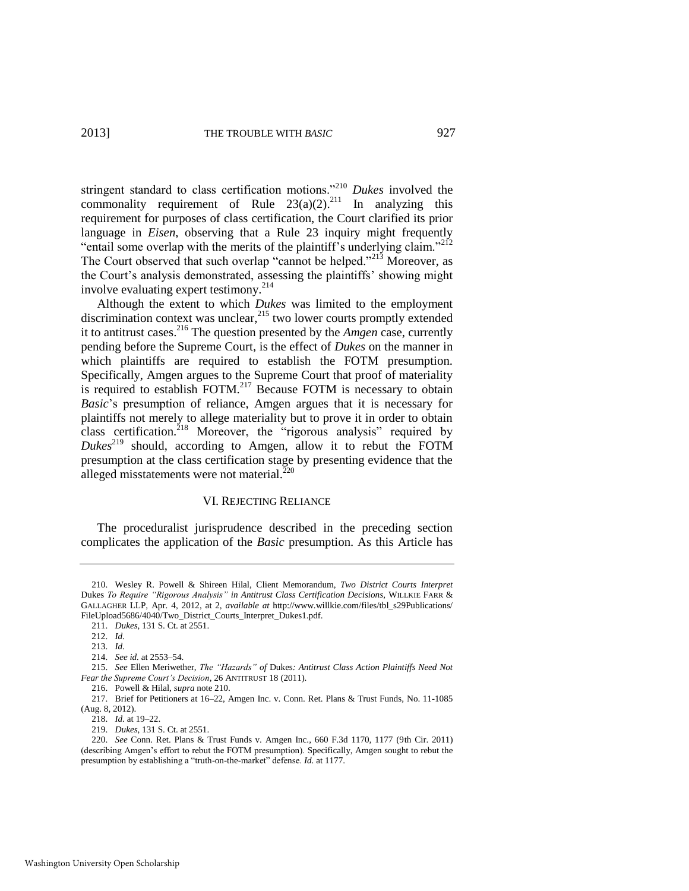stringent standard to class certification motions."[210] *Dukes* involved the commonality requirement of Rule 23(a)(2).[211] In analyzing this requirement for purposes of class certification, the Court clarified its prior language in *Eisen*, observing that a Rule 23 inquiry might frequently "entail some overlap with the merits of the plaintiff's underlying claim."[212] The Court observed that such overlap "cannot be helped."[213] Moreover, as the Court's analysis demonstrated, assessing the plaintiffs' showing might involve evaluating expert testimony.[214]

Although the extent to which *Dukes* was limited to the employment discrimination context was unclear,[215] two lower courts promptly extended it to antitrust cases.[216] The question presented by the *Amgen* case, currently pending before the Supreme Court, is the effect of *Dukes* on the manner in which plaintiffs are required to establish the FOTM presumption. Specifically, Amgen argues to the Supreme Court that proof of materiality is required to establish FOTM.[217] Because FOTM is necessary to obtain *Basic*'s presumption of reliance, Amgen argues that it is necessary for plaintiffs not merely to allege materiality but to prove it in order to obtain class certification.[218] Moreover, the "rigorous analysis" required by *Dukes*[219] should, according to Amgen, allow it to rebut the FOTM presumption at the class certification stage by presenting evidence that the alleged misstatements were not material.[220]

## VI. Rejecting Reliance

The proceduralist jurisprudence described in the preceding section complicates the application of the *Basic* presumption. As this Article has

---

210. Wesley R. Powell & Shireen Hilal, Client Memorandum, *Two District Courts Interpret* Dukes *To Require "Rigorous Analysis" in Antitrust Class Certification Decisions*, WILLKIE FARR & GALLAGHER LLP, Apr. 4, 2012, at 2, *available at* http://www.willkie.com/files/tbl_s29Publications/FileUpload5686/4040/Two_District_Courts_Interpret_Dukes1.pdf.

211. *Dukes*, 131 S. Ct. at 2551.

212. *Id.*

213. *Id.*

214. *See id.* at 2553–54.

215. *See* Ellen Meriwether, *The "Hazards" of* Dukes*: Antitrust Class Action Plaintiffs Need Not Fear the Supreme Court's Decision*, 26 ANTITRUST 18 (2011).

216. Powell & Hilal, *supra* note 210.

217. Brief for Petitioners at 16–22, Amgen Inc. v. Conn. Ret. Plans & Trust Funds, No. 11-1085 (Aug. 8, 2012).

218. *Id.* at 19–22.

219. *Dukes*, 131 S. Ct. at 2551.

220. *See* Conn. Ret. Plans & Trust Funds v. Amgen Inc., 660 F.3d 1170, 1177 (9th Cir. 2011) (describing Amgen's effort to rebut the FOTM presumption). Specifically, Amgen sought to rebut the presumption by establishing a "truth-on-the-market" defense. *Id.* at 1177.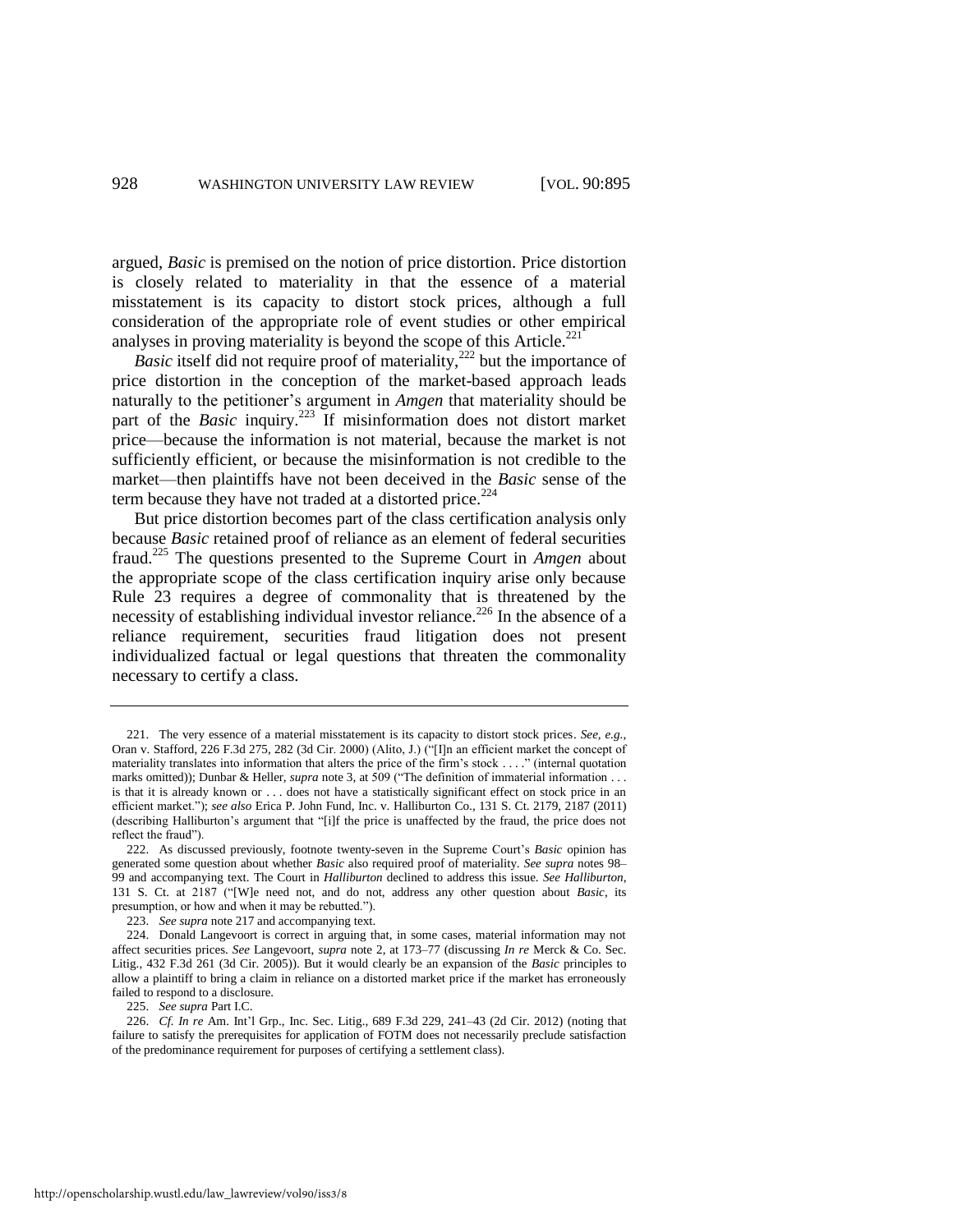argued, *Basic* is premised on the notion of price distortion. Price distortion is closely related to materiality in that the essence of a material misstatement is its capacity to distort stock prices, although a full consideration of the appropriate role of event studies or other empirical analyses in proving materiality is beyond the scope of this Article.[221]

*Basic* itself did not require proof of materiality,[222] but the importance of price distortion in the conception of the market-based approach leads naturally to the petitioner's argument in *Amgen* that materiality should be part of the *Basic* inquiry.[223] If misinformation does not distort market price—because the information is not material, because the market is not sufficiently efficient, or because the misinformation is not credible to the market—then plaintiffs have not been deceived in the *Basic* sense of the term because they have not traded at a distorted price.[224]

But price distortion becomes part of the class certification analysis only because *Basic* retained proof of reliance as an element of federal securities fraud.[225] The questions presented to the Supreme Court in *Amgen* about the appropriate scope of the class certification inquiry arise only because Rule 23 requires a degree of commonality that is threatened by the necessity of establishing individual investor reliance.[226] In the absence of a reliance requirement, securities fraud litigation does not present individualized factual or legal questions that threaten the commonality necessary to certify a class.

---

221. The very essence of a material misstatement is its capacity to distort stock prices. *See, e.g.*, Oran v. Stafford, 226 F.3d 275, 282 (3d Cir. 2000) (Alito, J.) ("[I]n an efficient market the concept of materiality translates into information that alters the price of the firm's stock . . . ." (internal quotation marks omitted)); Dunbar & Heller, *supra* note 3, at 509 ("The definition of immaterial information . . . is that it is already known or . . . does not have a statistically significant effect on stock price in an efficient market."); *see also* Erica P. John Fund, Inc. v. Halliburton Co., 131 S. Ct. 2179, 2187 (2011) (describing Halliburton's argument that "[i]f the price is unaffected by the fraud, the price does not reflect the fraud").

222. As discussed previously, footnote twenty-seven in the Supreme Court's *Basic* opinion has generated some question about whether *Basic* also required proof of materiality. *See supra* notes 98–99 and accompanying text. The Court in *Halliburton* declined to address this issue. *See Halliburton*, 131 S. Ct. at 2187 ("[W]e need not, and do not, address any other question about *Basic*, its presumption, or how and when it may be rebutted.").

223. *See supra* note 217 and accompanying text.

224. Donald Langevoort is correct in arguing that, in some cases, material information may not affect securities prices. *See* Langevoort, *supra* note 2, at 173–77 (discussing *In re* Merck & Co. Sec. Litig., 432 F.3d 261 (3d Cir. 2005)). But it would clearly be an expansion of the *Basic* principles to allow a plaintiff to bring a claim in reliance on a distorted market price if the market has erroneously failed to respond to a disclosure.

225. *See supra* Part I.C.

226. *Cf. In re* Am. Int'l Grp., Inc. Sec. Litig., 689 F.3d 229, 241–43 (2d Cir. 2012) (noting that failure to satisfy the prerequisites for application of FOTM does not necessarily preclude satisfaction of the predominance requirement for purposes of certifying a settlement class).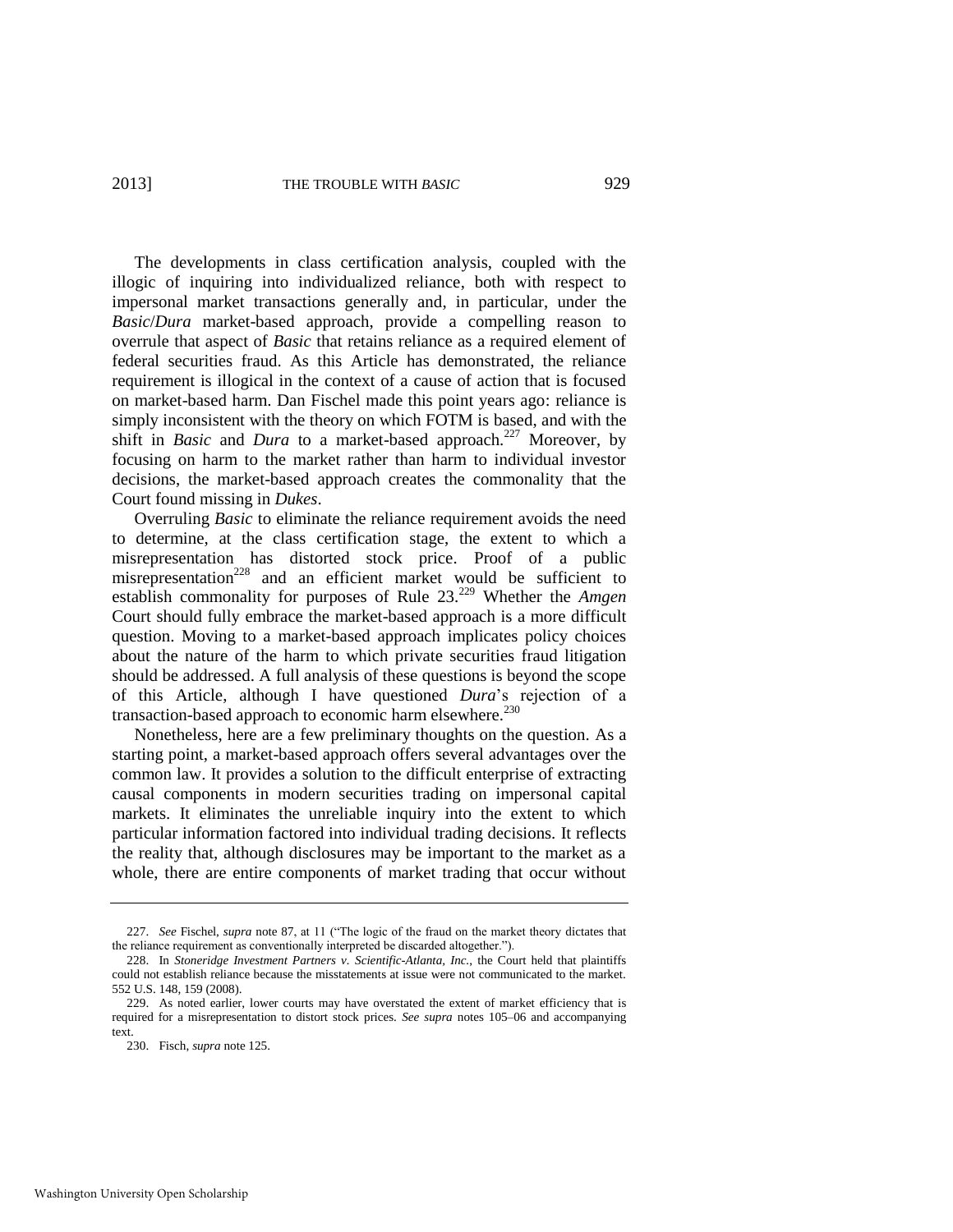The developments in class certification analysis, coupled with the illogic of inquiring into individualized reliance, both with respect to impersonal market transactions generally and, in particular, under the *Basic*/*Dura* market-based approach, provide a compelling reason to overrule that aspect of *Basic* that retains reliance as a required element of federal securities fraud. As this Article has demonstrated, the reliance requirement is illogical in the context of a cause of action that is focused on market-based harm. Dan Fischel made this point years ago: reliance is simply inconsistent with the theory on which FOTM is based, and with the shift in *Basic* and *Dura* to a market-based approach.[227] Moreover, by focusing on harm to the market rather than harm to individual investor decisions, the market-based approach creates the commonality that the Court found missing in *Dukes*.

Overruling *Basic* to eliminate the reliance requirement avoids the need to determine, at the class certification stage, the extent to which a misrepresentation has distorted stock price. Proof of a public misrepresentation[228] and an efficient market would be sufficient to establish commonality for purposes of Rule 23.[229] Whether the *Amgen* Court should fully embrace the market-based approach is a more difficult question. Moving to a market-based approach implicates policy choices about the nature of the harm to which private securities fraud litigation should be addressed. A full analysis of these questions is beyond the scope of this Article, although I have questioned *Dura*'s rejection of a transaction-based approach to economic harm elsewhere.[230]

Nonetheless, here are a few preliminary thoughts on the question. As a starting point, a market-based approach offers several advantages over the common law. It provides a solution to the difficult enterprise of extracting causal components in modern securities trading on impersonal capital markets. It eliminates the unreliable inquiry into the extent to which particular information factored into individual trading decisions. It reflects the reality that, although disclosures may be important to the market as a whole, there are entire components of market trading that occur without

---

227. *See* Fischel, *supra* note 87, at 11 ("The logic of the fraud on the market theory dictates that the reliance requirement as conventionally interpreted be discarded altogether.").

228. In *Stoneridge Investment Partners v. Scientific-Atlanta, Inc.*, the Court held that plaintiffs could not establish reliance because the misstatements at issue were not communicated to the market. 552 U.S. 148, 159 (2008).

229. As noted earlier, lower courts may have overstated the extent of market efficiency that is required for a misrepresentation to distort stock prices. *See supra* notes 105–06 and accompanying text.

230. Fisch, *supra* note 125.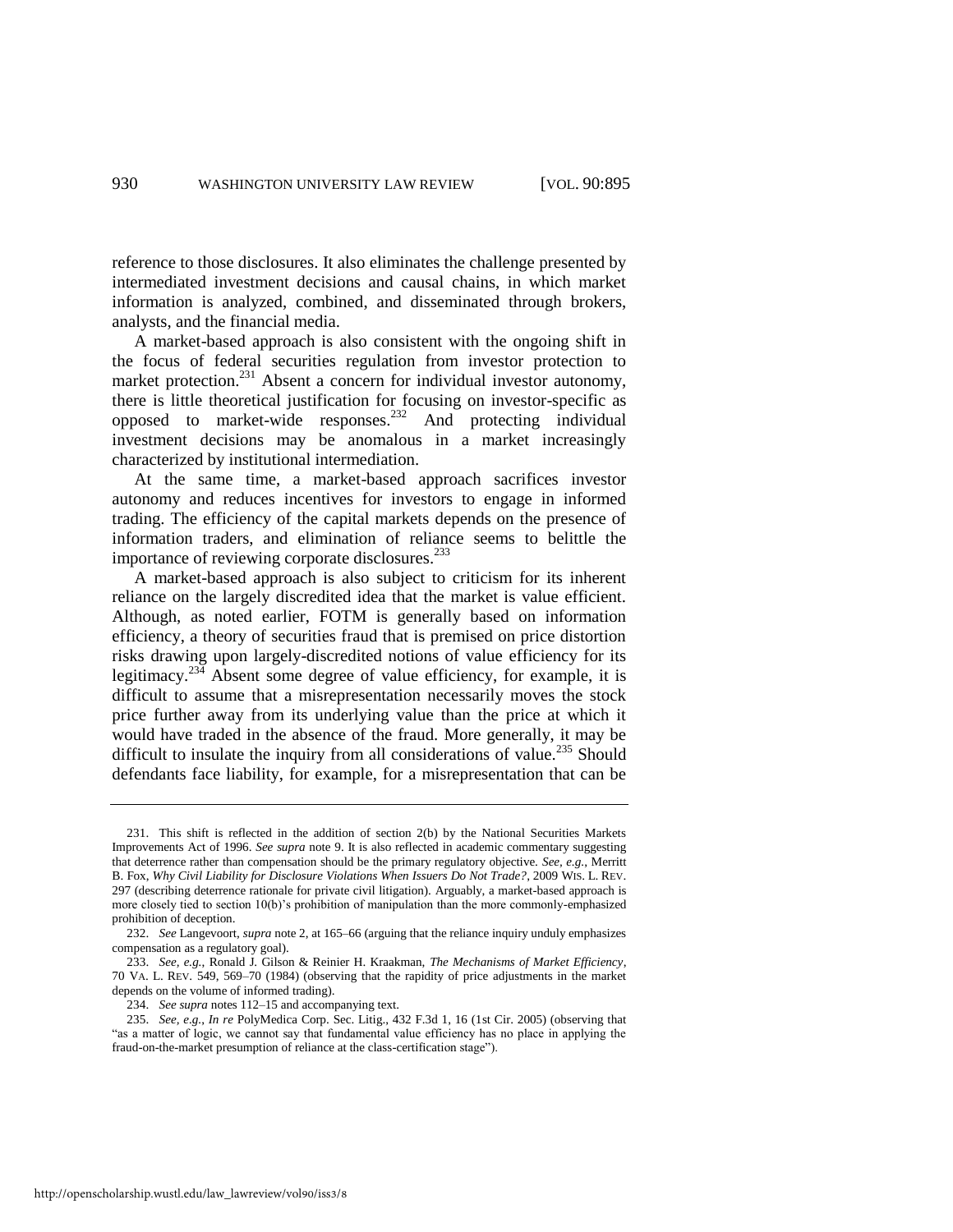reference to those disclosures. It also eliminates the challenge presented by intermediated investment decisions and causal chains, in which market information is analyzed, combined, and disseminated through brokers, analysts, and the financial media.

A market-based approach is also consistent with the ongoing shift in the focus of federal securities regulation from investor protection to market protection.[231] Absent a concern for individual investor autonomy, there is little theoretical justification for focusing on investor-specific as opposed to market-wide responses.[232] And protecting individual investment decisions may be anomalous in a market increasingly characterized by institutional intermediation.

At the same time, a market-based approach sacrifices investor autonomy and reduces incentives for investors to engage in informed trading. The efficiency of the capital markets depends on the presence of information traders, and elimination of reliance seems to belittle the importance of reviewing corporate disclosures.[233]

A market-based approach is also subject to criticism for its inherent reliance on the largely discredited idea that the market is value efficient. Although, as noted earlier, FOTM is generally based on information efficiency, a theory of securities fraud that is premised on price distortion risks drawing upon largely-discredited notions of value efficiency for its legitimacy.[234] Absent some degree of value efficiency, for example, it is difficult to assume that a misrepresentation necessarily moves the stock price further away from its underlying value than the price at which it would have traded in the absence of the fraud. More generally, it may be difficult to insulate the inquiry from all considerations of value.[235] Should defendants face liability, for example, for a misrepresentation that can be

---

231. This shift is reflected in the addition of section 2(b) by the National Securities Markets Improvements Act of 1996. *See supra* note 9. It is also reflected in academic commentary suggesting that deterrence rather than compensation should be the primary regulatory objective. *See, e.g.*, Merritt B. Fox, *Why Civil Liability for Disclosure Violations When Issuers Do Not Trade?*, 2009 WIS. L. REV. 297 (describing deterrence rationale for private civil litigation). Arguably, a market-based approach is more closely tied to section 10(b)'s prohibition of manipulation than the more commonly-emphasized prohibition of deception.

232. *See* Langevoort, *supra* note 2, at 165–66 (arguing that the reliance inquiry unduly emphasizes compensation as a regulatory goal).

233. *See, e.g.*, Ronald J. Gilson & Reinier H. Kraakman, *The Mechanisms of Market Efficiency*, 70 VA. L. REV. 549, 569–70 (1984) (observing that the rapidity of price adjustments in the market depends on the volume of informed trading).

234. *See supra* notes 112–15 and accompanying text.

235. *See, e.g.*, *In re* PolyMedica Corp. Sec. Litig., 432 F.3d 1, 16 (1st Cir. 2005) (observing that "as a matter of logic, we cannot say that fundamental value efficiency has no place in applying the fraud-on-the-market presumption of reliance at the class-certification stage").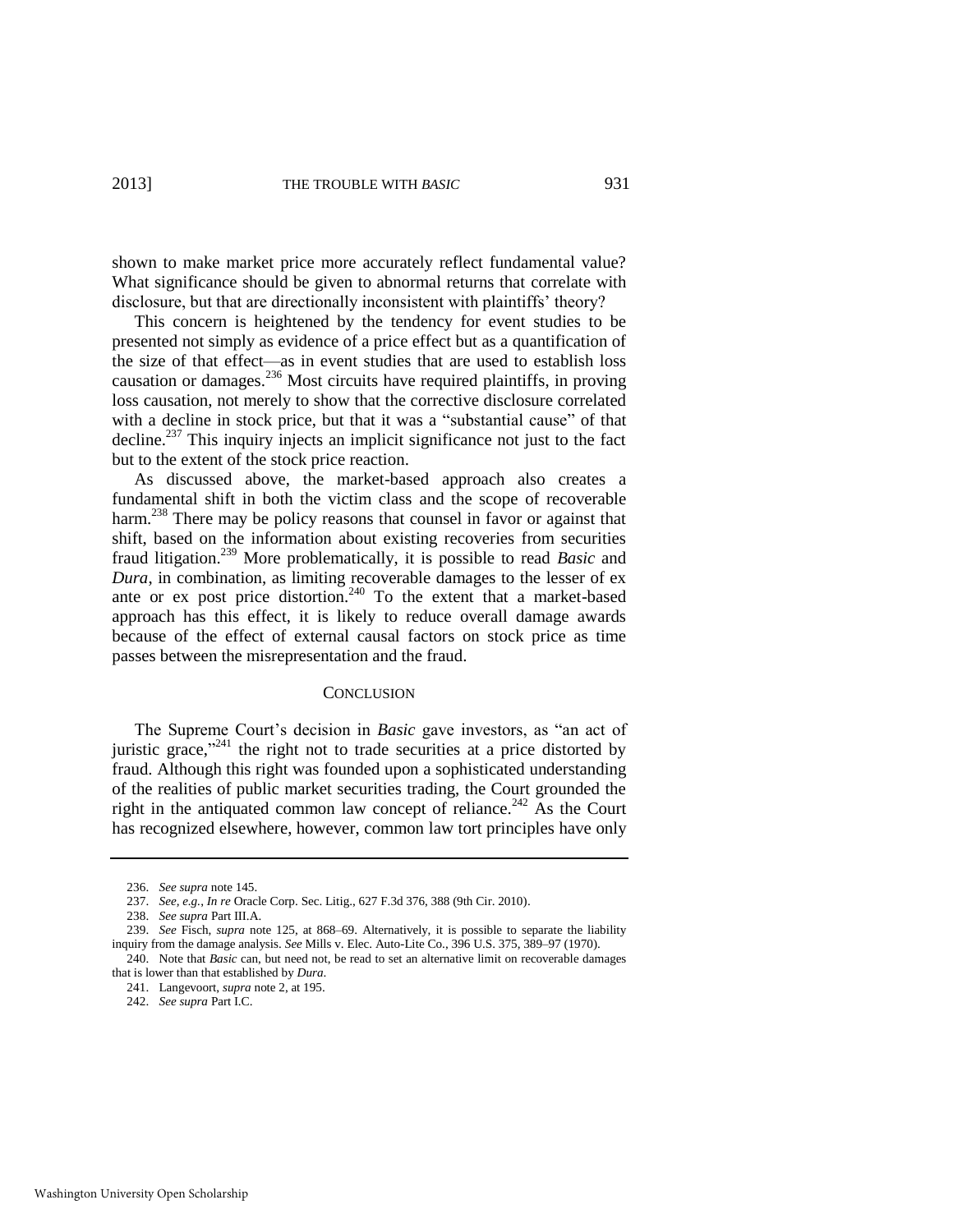shown to make market price more accurately reflect fundamental value? What significance should be given to abnormal returns that correlate with disclosure, but that are directionally inconsistent with plaintiffs' theory?

This concern is heightened by the tendency for event studies to be presented not simply as evidence of a price effect but as a quantification of the size of that effect—as in event studies that are used to establish loss causation or damages.[236] Most circuits have required plaintiffs, in proving loss causation, not merely to show that the corrective disclosure correlated with a decline in stock price, but that it was a "substantial cause" of that decline.[237] This inquiry injects an implicit significance not just to the fact but to the extent of the stock price reaction.

As discussed above, the market-based approach also creates a fundamental shift in both the victim class and the scope of recoverable harm.[238] There may be policy reasons that counsel in favor or against that shift, based on the information about existing recoveries from securities fraud litigation.[239] More problematically, it is possible to read *Basic* and *Dura*, in combination, as limiting recoverable damages to the lesser of ex ante or ex post price distortion.[240] To the extent that a market-based approach has this effect, it is likely to reduce overall damage awards because of the effect of external causal factors on stock price as time passes between the misrepresentation and the fraud.

## CONCLUSION

The Supreme Court's decision in *Basic* gave investors, as "an act of juristic grace,"[241] the right not to trade securities at a price distorted by fraud. Although this right was founded upon a sophisticated understanding of the realities of public market securities trading, the Court grounded the right in the antiquated common law concept of reliance.[242] As the Court has recognized elsewhere, however, common law tort principles have only

---

236. *See supra* note 145.

237. *See, e.g.*, *In re* Oracle Corp. Sec. Litig., 627 F.3d 376, 388 (9th Cir. 2010).

238. *See supra* Part III.A.

239. *See* Fisch, *supra* note 125, at 868–69. Alternatively, it is possible to separate the liability inquiry from the damage analysis. *See* Mills v. Elec. Auto-Lite Co., 396 U.S. 375, 389–97 (1970).

240. Note that *Basic* can, but need not, be read to set an alternative limit on recoverable damages that is lower than that established by *Dura*.

241. Langevoort, *supra* note 2, at 195.

242. *See supra* Part I.C.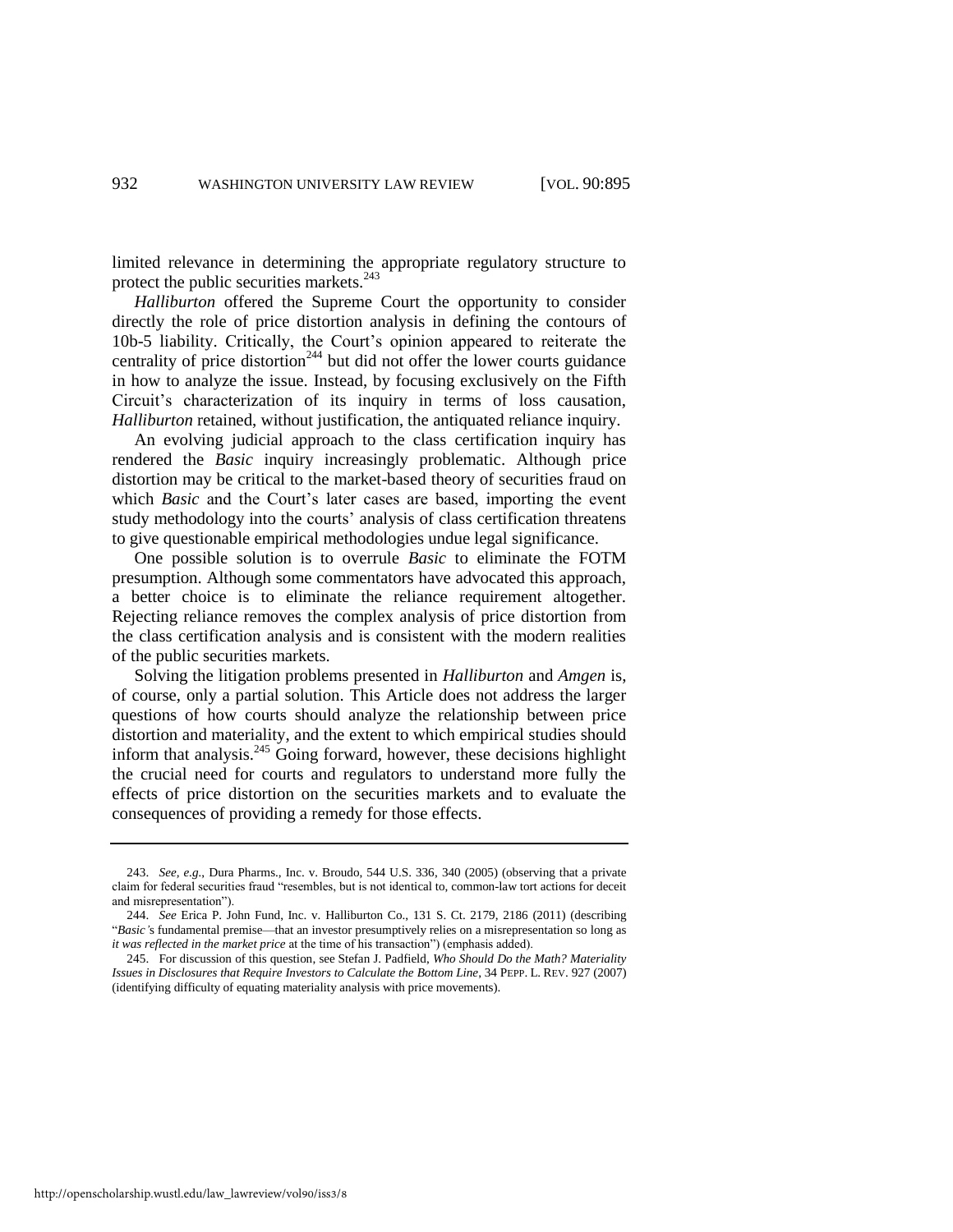limited relevance in determining the appropriate regulatory structure to protect the public securities markets.[243]

*Halliburton* offered the Supreme Court the opportunity to consider directly the role of price distortion analysis in defining the contours of 10b-5 liability. Critically, the Court's opinion appeared to reiterate the centrality of price distortion[244] but did not offer the lower courts guidance in how to analyze the issue. Instead, by focusing exclusively on the Fifth Circuit's characterization of its inquiry in terms of loss causation, *Halliburton* retained, without justification, the antiquated reliance inquiry.

An evolving judicial approach to the class certification inquiry has rendered the *Basic* inquiry increasingly problematic. Although price distortion may be critical to the market-based theory of securities fraud on which *Basic* and the Court's later cases are based, importing the event study methodology into the courts' analysis of class certification threatens to give questionable empirical methodologies undue legal significance.

One possible solution is to overrule *Basic* to eliminate the FOTM presumption. Although some commentators have advocated this approach, a better choice is to eliminate the reliance requirement altogether. Rejecting reliance removes the complex analysis of price distortion from the class certification analysis and is consistent with the modern realities of the public securities markets.

Solving the litigation problems presented in *Halliburton* and *Amgen* is, of course, only a partial solution. This Article does not address the larger questions of how courts should analyze the relationship between price distortion and materiality, and the extent to which empirical studies should inform that analysis.[245] Going forward, however, these decisions highlight the crucial need for courts and regulators to understand more fully the effects of price distortion on the securities markets and to evaluate the consequences of providing a remedy for those effects.

---

243. *See, e.g.*, Dura Pharms., Inc. v. Broudo, 544 U.S. 336, 340 (2005) (observing that a private claim for federal securities fraud "resembles, but is not identical to, common-law tort actions for deceit and misrepresentation").

244. *See* Erica P. John Fund, Inc. v. Halliburton Co., 131 S. Ct. 2179, 2186 (2011) (describing "*Basic's* fundamental premise—that an investor presumptively relies on a misrepresentation so long as *it was reflected in the market price* at the time of his transaction") (emphasis added).

245. For discussion of this question, see Stefan J. Padfield, *Who Should Do the Math? Materiality Issues in Disclosures that Require Investors to Calculate the Bottom Line*, 34 PEPP. L. REV. 927 (2007) (identifying difficulty of equating materiality analysis with price movements).